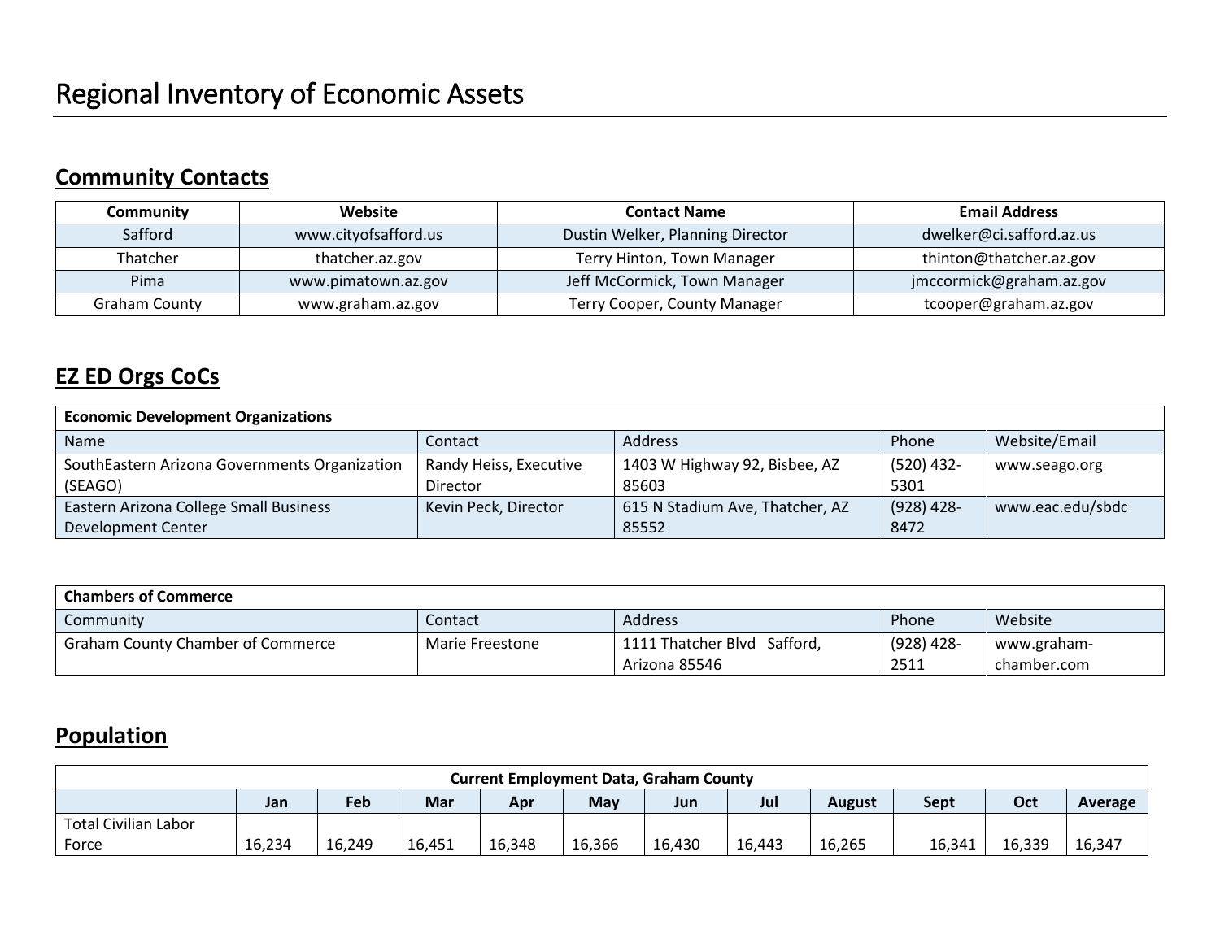# Regional Inventory of Economic Assets

## Community Contacts

| Community | Website | Contact Name | Email Address |
|---|---|---|---|
| Safford | www.cityofsafford.us | Dustin Welker, Planning Director | dwelker@ci.safford.az.us |
| Thatcher | thatcher.az.gov | Terry Hinton, Town Manager | thinton@thatcher.az.gov |
| Pima | www.pimatown.az.gov | Jeff McCormick, Town Manager | jmccormick@graham.az.gov |
| Graham County | www.graham.az.gov | Terry Cooper, County Manager | tcooper@graham.az.gov |

## EZ ED Orgs CoCs

| **Economic Development Organizations** | | | | |
|---|---|---|---|---|
| Name | Contact | Address | Phone | Website/Email |
| SouthEastern Arizona Governments Organization (SEAGO) | Randy Heiss, Executive Director | 1403 W Highway 92, Bisbee, AZ 85603 | (520) 432-5301 | www.seago.org |
| Eastern Arizona College Small Business Development Center | Kevin Peck, Director | 615 N Stadium Ave, Thatcher, AZ 85552 | (928) 428-8472 | www.eac.edu/sbdc |

| **Chambers of Commerce** | | | | |
|---|---|---|---|---|
| Community | Contact | Address | Phone | Website |
| Graham County Chamber of Commerce | Marie Freestone | 1111 Thatcher Blvd Safford, Arizona 85546 | (928) 428-2511 | www.graham-chamber.com |

## Population

| **Current Employment Data, Graham County** | | | | | | | | | | | |
|---|---|---|---|---|---|---|---|---|---|---|---|
| | **Jan** | **Feb** | **Mar** | **Apr** | **May** | **Jun** | **Jul** | **August** | **Sept** | **Oct** | **Average** |
| Total Civilian Labor Force | 16,234 | 16,249 | 16,451 | 16,348 | 16,366 | 16,430 | 16,443 | 16,265 | 16,341 | 16,339 | 16,347 |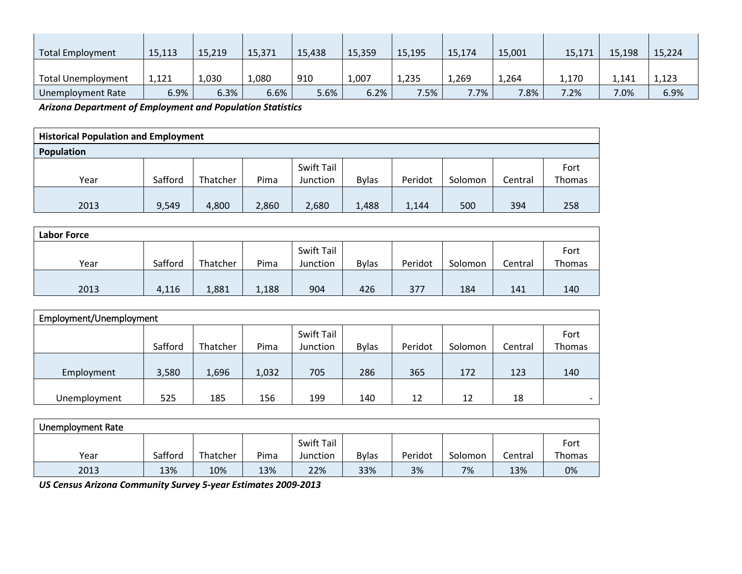| | | | | | | | | | | | |
|---|---|---|---|---|---|---|---|---|---|---|---|
| Total Employment | 15,113 | 15,219 | 15,371 | 15,438 | 15,359 | 15,195 | 15,174 | 15,001 | 15,171 | 15,198 | 15,224 |
| Total Unemployment | 1,121 | 1,030 | 1,080 | 910 | 1,007 | 1,235 | 1,269 | 1,264 | 1,170 | 1,141 | 1,123 |
| Unemployment Rate | 6.9% | 6.3% | 6.6% | 5.6% | 6.2% | 7.5% | 7.7% | 7.8% | 7.2% | 7.0% | 6.9% |

***Arizona Department of Employment and Population Statistics***

| **Historical Population and Employment** | | | | | | | | | |
|---|---|---|---|---|---|---|---|---|---|
| **Population** | | | | | | | | | |
| Year | Safford | Thatcher | Pima | Swift Tail Junction | Bylas | Peridot | Solomon | Central | Fort Thomas |
| 2013 | 9,549 | 4,800 | 2,860 | 2,680 | 1,488 | 1,144 | 500 | 394 | 258 |

| **Labor Force** | | | | | | | | | |
|---|---|---|---|---|---|---|---|---|---|
| Year | Safford | Thatcher | Pima | Swift Tail Junction | Bylas | Peridot | Solomon | Central | Fort Thomas |
| 2013 | 4,116 | 1,881 | 1,188 | 904 | 426 | 377 | 184 | 141 | 140 |

| Employment/Unemployment | | | | | | | | | |
|---|---|---|---|---|---|---|---|---|---|
| | Safford | Thatcher | Pima | Swift Tail Junction | Bylas | Peridot | Solomon | Central | Fort Thomas |
| Employment | 3,580 | 1,696 | 1,032 | 705 | 286 | 365 | 172 | 123 | 140 |
| Unemployment | 525 | 185 | 156 | 199 | 140 | 12 | 12 | 18 | - |

| Unemployment Rate | | | | | | | | | |
|---|---|---|---|---|---|---|---|---|---|
| Year | Safford | Thatcher | Pima | Swift Tail Junction | Bylas | Peridot | Solomon | Central | Fort Thomas |
| 2013 | 13% | 10% | 13% | 22% | 33% | 3% | 7% | 13% | 0% |

***US Census Arizona Community Survey 5-year Estimates 2009-2013***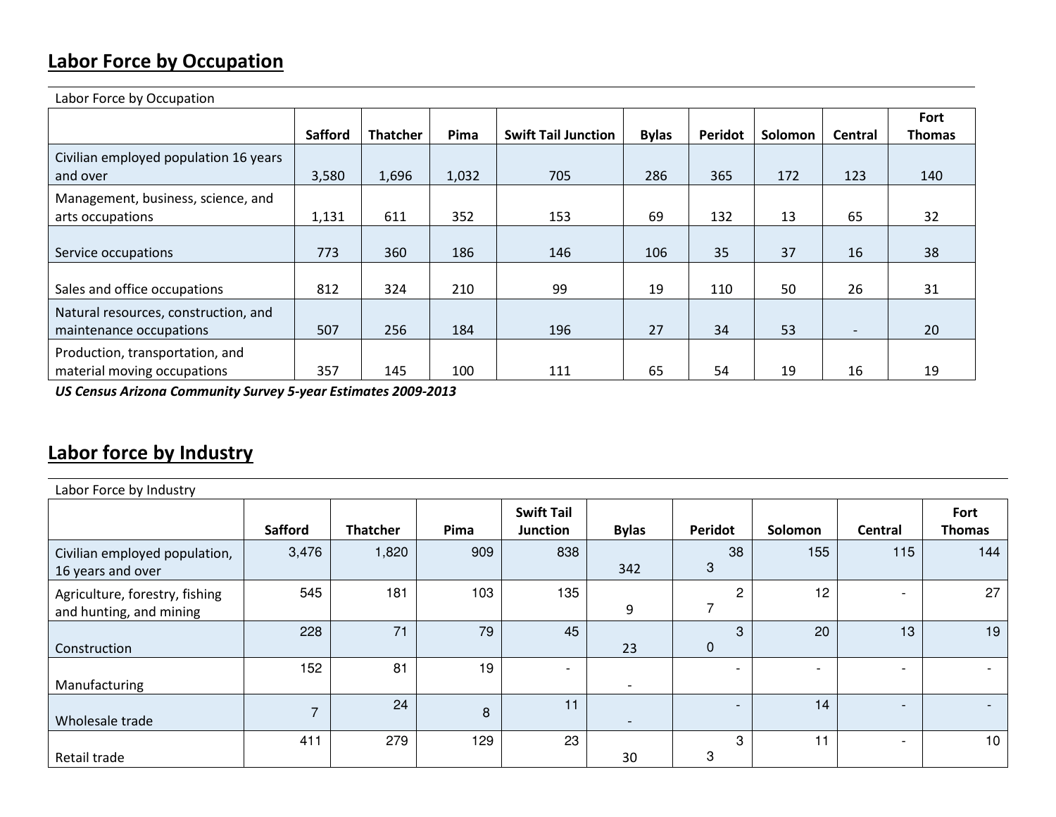## Labor Force by Occupation

Labor Force by Occupation

| | Safford | Thatcher | Pima | Swift Tail Junction | Bylas | Peridot | Solomon | Central | Fort Thomas |
|---|---|---|---|---|---|---|---|---|---|
| Civilian employed population 16 years and over | 3,580 | 1,696 | 1,032 | 705 | 286 | 365 | 172 | 123 | 140 |
| Management, business, science, and arts occupations | 1,131 | 611 | 352 | 153 | 69 | 132 | 13 | 65 | 32 |
| Service occupations | 773 | 360 | 186 | 146 | 106 | 35 | 37 | 16 | 38 |
| Sales and office occupations | 812 | 324 | 210 | 99 | 19 | 110 | 50 | 26 | 31 |
| Natural resources, construction, and maintenance occupations | 507 | 256 | 184 | 196 | 27 | 34 | 53 | - | 20 |
| Production, transportation, and material moving occupations | 357 | 145 | 100 | 111 | 65 | 54 | 19 | 16 | 19 |

***US Census Arizona Community Survey 5-year Estimates 2009-2013***

## Labor force by Industry

Labor Force by Industry

| | Safford | Thatcher | Pima | Swift Tail Junction | Bylas | Peridot | Solomon | Central | Fort Thomas |
|---|---|---|---|---|---|---|---|---|---|
| Civilian employed population, 16 years and over | 3,476 | 1,820 | 909 | 838 | 342 | 383 | 155 | 115 | 144 |
| Agriculture, forestry, fishing and hunting, and mining | 545 | 181 | 103 | 135 | 9 | 27 | 12 | - | 27 |
| Construction | 228 | 71 | 79 | 45 | 23 | 30 | 20 | 13 | 19 |
| Manufacturing | 152 | 81 | 19 | - | - | - | - | - | - |
| Wholesale trade | 7 | 24 | 8 | 11 | - | - | 14 | - | - |
| Retail trade | 411 | 279 | 129 | 23 | 30 | 33 | 11 | - | 10 |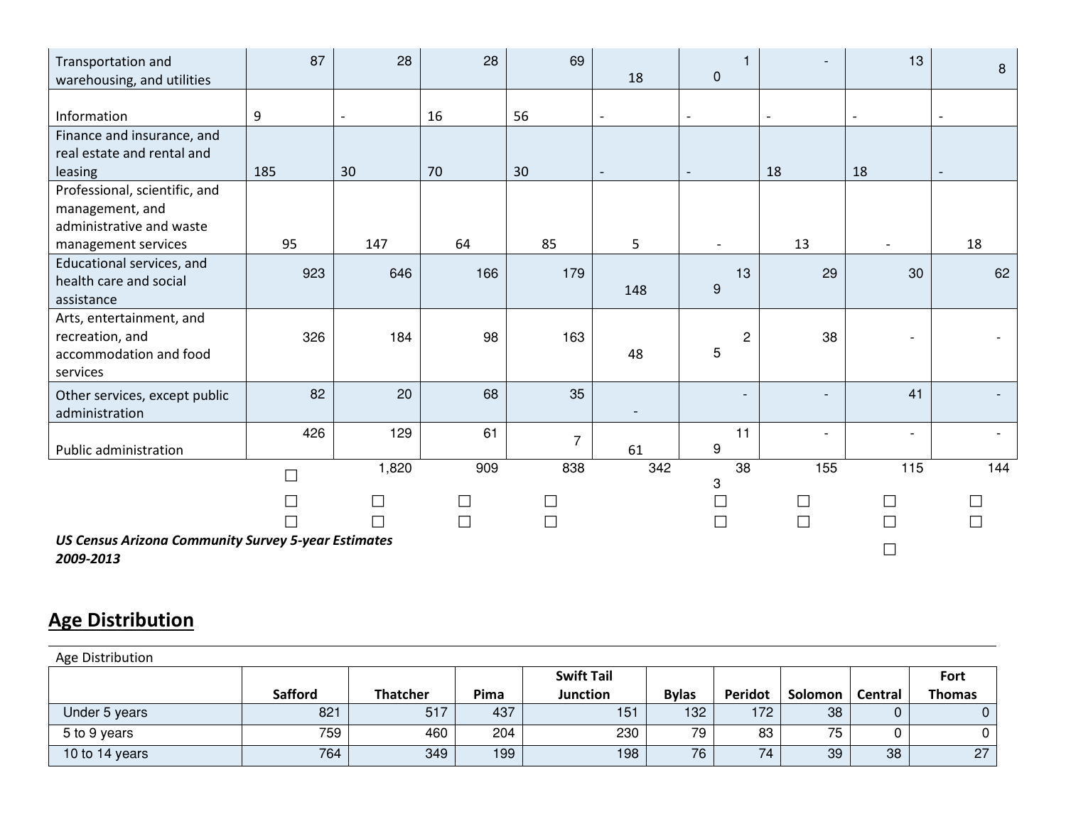| | | | | | | | | | |
|---|---|---|---|---|---|---|---|---|---|
| Transportation and warehousing, and utilities | 87 | 28 | 28 | 69 | 18 | 10 | - | 13 | 8 |
| Information | 9 | - | 16 | 56 | - | - | - | - | - |
| Finance and insurance, and real estate and rental and leasing | 185 | 30 | 70 | 30 | - | - | 18 | 18 | - |
| Professional, scientific, and management, and administrative and waste management services | 95 | 147 | 64 | 85 | 5 | - | 13 | - | 18 |
| Educational services, and health care and social assistance | 923 | 646 | 166 | 179 | 148 | 139 | 29 | 30 | 62 |
| Arts, entertainment, and recreation, and accommodation and food services | 326 | 184 | 98 | 163 | 48 | 25 | 38 | - | - |
| Other services, except public administration | 82 | 20 | 68 | 35 | - | - | - | 41 | - |
| Public administration | 426 | 129 | 61 | 7 | 61 | 119 | - | - | - |
| | ☐ | 1,820 | 909 | 838 | 342 | 383 | 155 | 115 | 144 |
| | ☐ | ☐ | ☐ | ☐ | | ☐ | ☐ | ☐ | ☐ |
| | ☐ | ☐ | ☐ | ☐ | | ☐ | ☐ | ☐ | ☐ |
| | | | | | | | | ☐ | |

***US Census Arizona Community Survey 5-year Estimates 2009-2013***

## Age Distribution

Age Distribution

| | Safford | Thatcher | Pima | Swift Tail Junction | Bylas | Peridot | Solomon | Central | Fort Thomas |
|---|---|---|---|---|---|---|---|---|---|
| Under 5 years | 821 | 517 | 437 | 151 | 132 | 172 | 38 | 0 | 0 |
| 5 to 9 years | 759 | 460 | 204 | 230 | 79 | 83 | 75 | 0 | 0 |
| 10 to 14 years | 764 | 349 | 199 | 198 | 76 | 74 | 39 | 38 | 27 |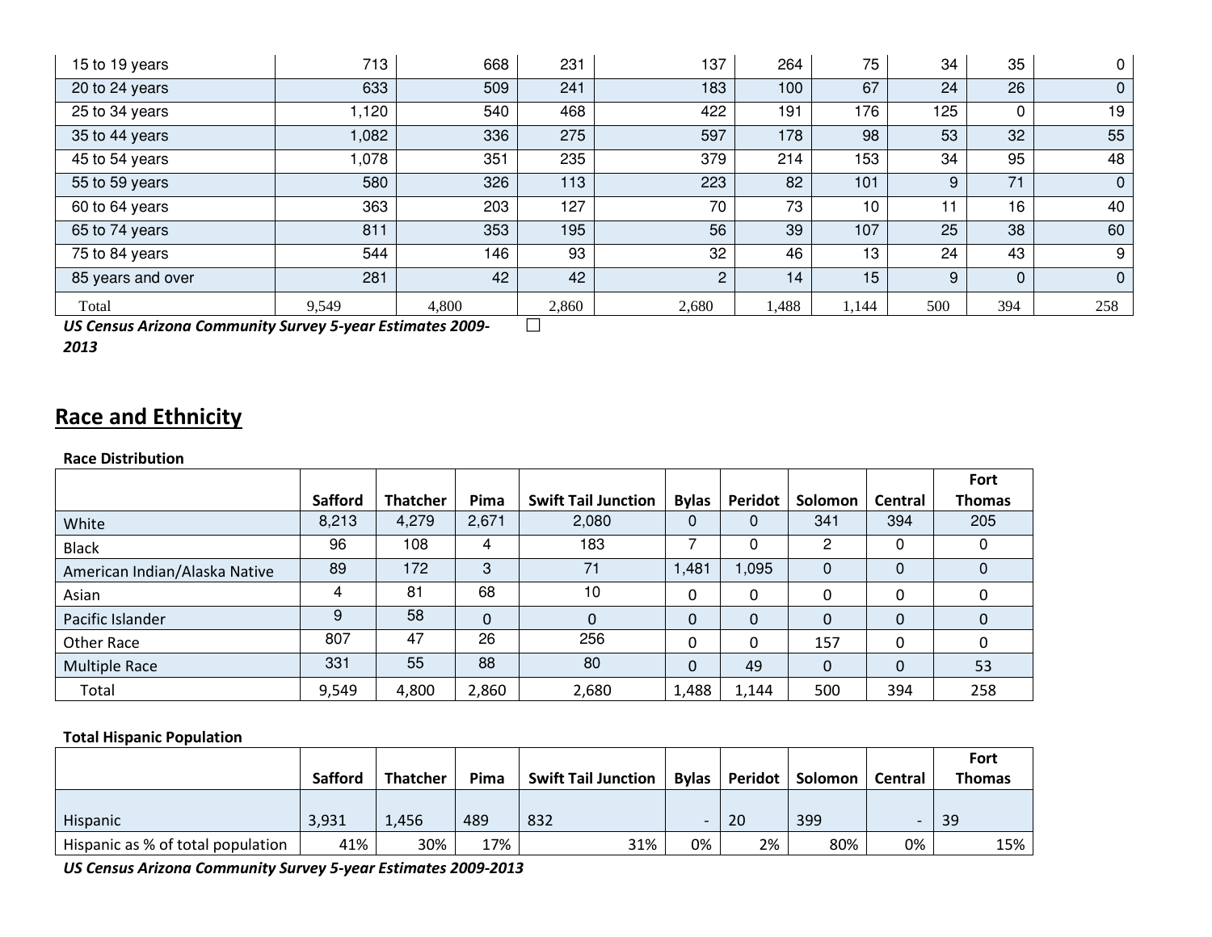| 15 to 19 years | 713 | 668 | 231 | 137 | 264 | 75 | 34 | 35 | 0 |
|---|---|---|---|---|---|---|---|---|---|
| 20 to 24 years | 633 | 509 | 241 | 183 | 100 | 67 | 24 | 26 | 0 |
| 25 to 34 years | 1,120 | 540 | 468 | 422 | 191 | 176 | 125 | 0 | 19 |
| 35 to 44 years | 1,082 | 336 | 275 | 597 | 178 | 98 | 53 | 32 | 55 |
| 45 to 54 years | 1,078 | 351 | 235 | 379 | 214 | 153 | 34 | 95 | 48 |
| 55 to 59 years | 580 | 326 | 113 | 223 | 82 | 101 | 9 | 71 | 0 |
| 60 to 64 years | 363 | 203 | 127 | 70 | 73 | 10 | 11 | 16 | 40 |
| 65 to 74 years | 811 | 353 | 195 | 56 | 39 | 107 | 25 | 38 | 60 |
| 75 to 84 years | 544 | 146 | 93 | 32 | 46 | 13 | 24 | 43 | 9 |
| 85 years and over | 281 | 42 | 42 | 2 | 14 | 15 | 9 | 0 | 0 |
| Total | 9,549 | 4,800 | 2,860 | 2,680 | 1,488 | 1,144 | 500 | 394 | 258 |

***US Census Arizona Community Survey 5-year Estimates 2009-2013***

## Race and Ethnicity

**Race Distribution**

| | Safford | Thatcher | Pima | Swift Tail Junction | Bylas | Peridot | Solomon | Central | Fort Thomas |
|---|---|---|---|---|---|---|---|---|---|
| White | 8,213 | 4,279 | 2,671 | 2,080 | 0 | 0 | 341 | 394 | 205 |
| Black | 96 | 108 | 4 | 183 | 7 | 0 | 2 | 0 | 0 |
| American Indian/Alaska Native | 89 | 172 | 3 | 71 | 1,481 | 1,095 | 0 | 0 | 0 |
| Asian | 4 | 81 | 68 | 10 | 0 | 0 | 0 | 0 | 0 |
| Pacific Islander | 9 | 58 | 0 | 0 | 0 | 0 | 0 | 0 | 0 |
| Other Race | 807 | 47 | 26 | 256 | 0 | 0 | 157 | 0 | 0 |
| Multiple Race | 331 | 55 | 88 | 80 | 0 | 49 | 0 | 0 | 53 |
| Total | 9,549 | 4,800 | 2,860 | 2,680 | 1,488 | 1,144 | 500 | 394 | 258 |

**Total Hispanic Population**

| | Safford | Thatcher | Pima | Swift Tail Junction | Bylas | Peridot | Solomon | Central | Fort Thomas |
|---|---|---|---|---|---|---|---|---|---|
| Hispanic | 3,931 | 1,456 | 489 | 832 | - | 20 | 399 | - | 39 |
| Hispanic as % of total population | 41% | 30% | 17% | 31% | 0% | 2% | 80% | 0% | 15% |

***US Census Arizona Community Survey 5-year Estimates 2009-2013***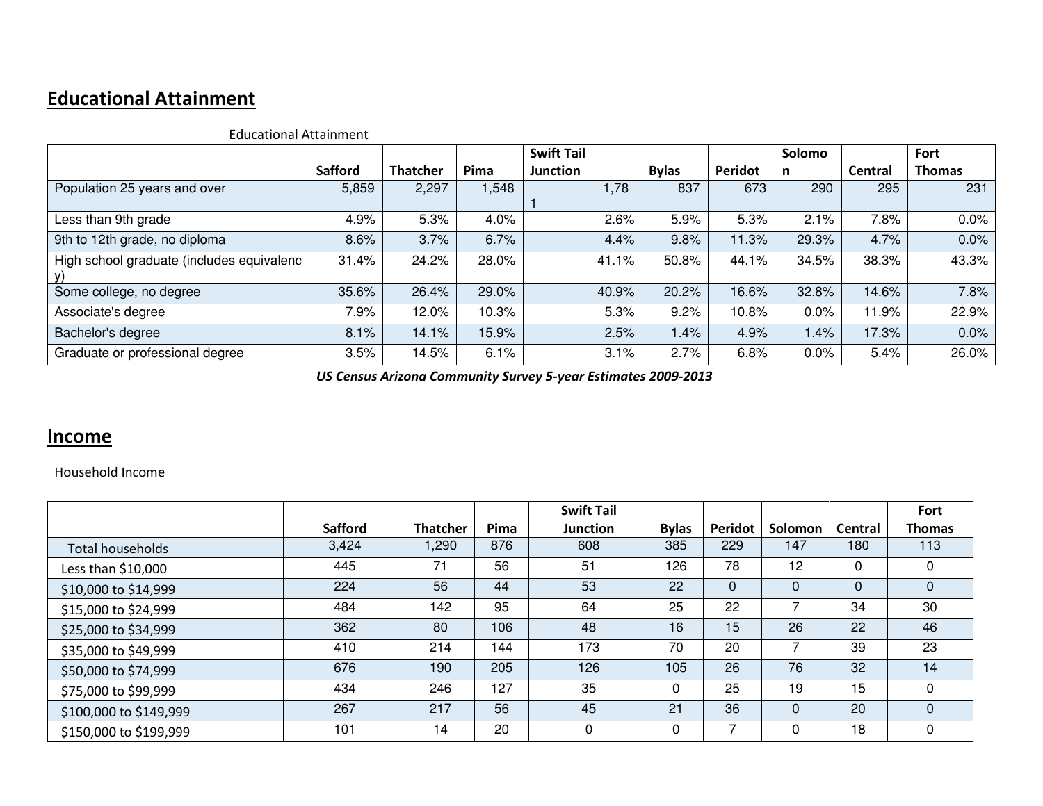## Educational Attainment

Educational Attainment

| | Safford | Thatcher | Pima | Swift Tail Junction | Bylas | Peridot | Solomon | Central | Fort Thomas |
|---|---|---|---|---|---|---|---|---|---|
| Population 25 years and over | 5,859 | 2,297 | 1,548 | 1,781 | 837 | 673 | 290 | 295 | 231 |
| Less than 9th grade | 4.9% | 5.3% | 4.0% | 2.6% | 5.9% | 5.3% | 2.1% | 7.8% | 0.0% |
| 9th to 12th grade, no diploma | 8.6% | 3.7% | 6.7% | 4.4% | 9.8% | 11.3% | 29.3% | 4.7% | 0.0% |
| High school graduate (includes equivalency) | 31.4% | 24.2% | 28.0% | 41.1% | 50.8% | 44.1% | 34.5% | 38.3% | 43.3% |
| Some college, no degree | 35.6% | 26.4% | 29.0% | 40.9% | 20.2% | 16.6% | 32.8% | 14.6% | 7.8% |
| Associate's degree | 7.9% | 12.0% | 10.3% | 5.3% | 9.2% | 10.8% | 0.0% | 11.9% | 22.9% |
| Bachelor's degree | 8.1% | 14.1% | 15.9% | 2.5% | 1.4% | 4.9% | 1.4% | 17.3% | 0.0% |
| Graduate or professional degree | 3.5% | 14.5% | 6.1% | 3.1% | 2.7% | 6.8% | 0.0% | 5.4% | 26.0% |

***US Census Arizona Community Survey 5-year Estimates 2009-2013***

## Income

Household Income

| | Safford | Thatcher | Pima | Swift Tail Junction | Bylas | Peridot | Solomon | Central | Fort Thomas |
|---|---|---|---|---|---|---|---|---|---|
| Total households | 3,424 | 1,290 | 876 | 608 | 385 | 229 | 147 | 180 | 113 |
| Less than $10,000 | 445 | 71 | 56 | 51 | 126 | 78 | 12 | 0 | 0 |
| $10,000 to $14,999 | 224 | 56 | 44 | 53 | 22 | 0 | 0 | 0 | 0 |
| $15,000 to $24,999 | 484 | 142 | 95 | 64 | 25 | 22 | 7 | 34 | 30 |
| $25,000 to $34,999 | 362 | 80 | 106 | 48 | 16 | 15 | 26 | 22 | 46 |
| $35,000 to $49,999 | 410 | 214 | 144 | 173 | 70 | 20 | 7 | 39 | 23 |
| $50,000 to $74,999 | 676 | 190 | 205 | 126 | 105 | 26 | 76 | 32 | 14 |
| $75,000 to $99,999 | 434 | 246 | 127 | 35 | 0 | 25 | 19 | 15 | 0 |
| $100,000 to $149,999 | 267 | 217 | 56 | 45 | 21 | 36 | 0 | 20 | 0 |
| $150,000 to $199,999 | 101 | 14 | 20 | 0 | 0 | 7 | 0 | 18 | 0 |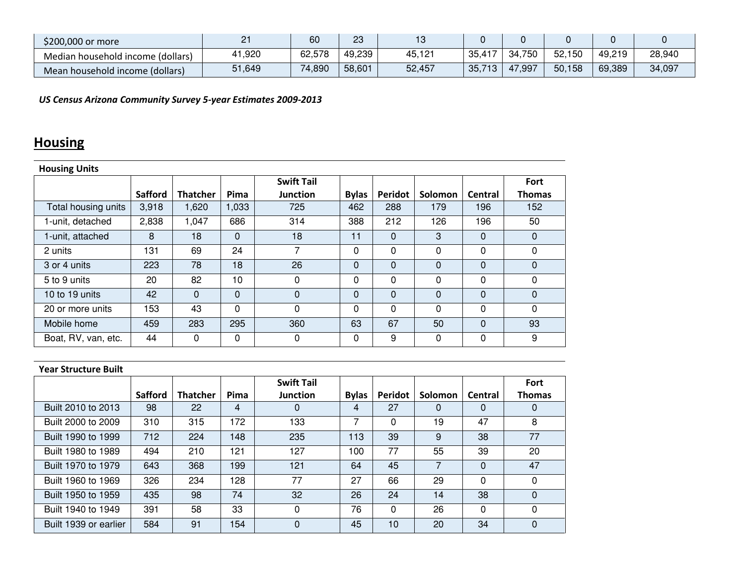| | | | | | | | | | |
|---|---|---|---|---|---|---|---|---|---|
| $200,000 or more | 21 | 60 | 23 | 13 | 0 | 0 | 0 | 0 | 0 |
| Median household income (dollars) | 41,920 | 62,578 | 49,239 | 45,121 | 35,417 | 34,750 | 52,150 | 49,219 | 28,940 |
| Mean household income (dollars) | 51,649 | 74,890 | 58,601 | 52,457 | 35,713 | 47,997 | 50,158 | 69,389 | 34,097 |

***US Census Arizona Community Survey 5-year Estimates 2009-2013***

## Housing

**Housing Units**

| | Safford | Thatcher | Pima | Swift Tail Junction | Bylas | Peridot | Solomon | Central | Fort Thomas |
|---|---|---|---|---|---|---|---|---|---|
| Total housing units | 3,918 | 1,620 | 1,033 | 725 | 462 | 288 | 179 | 196 | 152 |
| 1-unit, detached | 2,838 | 1,047 | 686 | 314 | 388 | 212 | 126 | 196 | 50 |
| 1-unit, attached | 8 | 18 | 0 | 18 | 11 | 0 | 3 | 0 | 0 |
| 2 units | 131 | 69 | 24 | 7 | 0 | 0 | 0 | 0 | 0 |
| 3 or 4 units | 223 | 78 | 18 | 26 | 0 | 0 | 0 | 0 | 0 |
| 5 to 9 units | 20 | 82 | 10 | 0 | 0 | 0 | 0 | 0 | 0 |
| 10 to 19 units | 42 | 0 | 0 | 0 | 0 | 0 | 0 | 0 | 0 |
| 20 or more units | 153 | 43 | 0 | 0 | 0 | 0 | 0 | 0 | 0 |
| Mobile home | 459 | 283 | 295 | 360 | 63 | 67 | 50 | 0 | 93 |
| Boat, RV, van, etc. | 44 | 0 | 0 | 0 | 0 | 9 | 0 | 0 | 9 |

**Year Structure Built**

| | Safford | Thatcher | Pima | Swift Tail Junction | Bylas | Peridot | Solomon | Central | Fort Thomas |
|---|---|---|---|---|---|---|---|---|---|
| Built 2010 to 2013 | 98 | 22 | 4 | 0 | 4 | 27 | 0 | 0 | 0 |
| Built 2000 to 2009 | 310 | 315 | 172 | 133 | 7 | 0 | 19 | 47 | 8 |
| Built 1990 to 1999 | 712 | 224 | 148 | 235 | 113 | 39 | 9 | 38 | 77 |
| Built 1980 to 1989 | 494 | 210 | 121 | 127 | 100 | 77 | 55 | 39 | 20 |
| Built 1970 to 1979 | 643 | 368 | 199 | 121 | 64 | 45 | 7 | 0 | 47 |
| Built 1960 to 1969 | 326 | 234 | 128 | 77 | 27 | 66 | 29 | 0 | 0 |
| Built 1950 to 1959 | 435 | 98 | 74 | 32 | 26 | 24 | 14 | 38 | 0 |
| Built 1940 to 1949 | 391 | 58 | 33 | 0 | 76 | 0 | 26 | 0 | 0 |
| Built 1939 or earlier | 584 | 91 | 154 | 0 | 45 | 10 | 20 | 34 | 0 |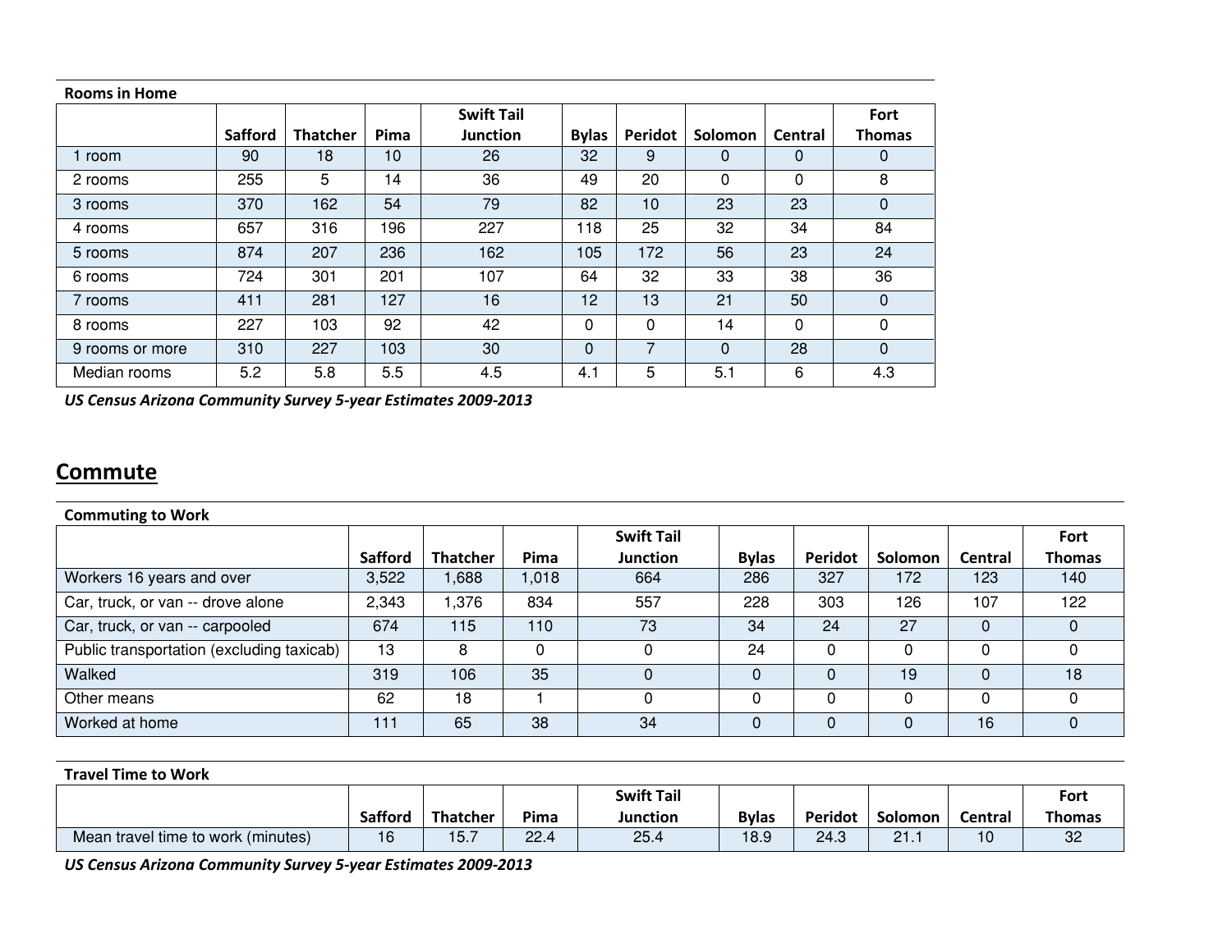**Rooms in Home**

| | Safford | Thatcher | Pima | Swift Tail Junction | Bylas | Peridot | Solomon | Central | Fort Thomas |
|---|---|---|---|---|---|---|---|---|---|
| 1 room | 90 | 18 | 10 | 26 | 32 | 9 | 0 | 0 | 0 |
| 2 rooms | 255 | 5 | 14 | 36 | 49 | 20 | 0 | 0 | 8 |
| 3 rooms | 370 | 162 | 54 | 79 | 82 | 10 | 23 | 23 | 0 |
| 4 rooms | 657 | 316 | 196 | 227 | 118 | 25 | 32 | 34 | 84 |
| 5 rooms | 874 | 207 | 236 | 162 | 105 | 172 | 56 | 23 | 24 |
| 6 rooms | 724 | 301 | 201 | 107 | 64 | 32 | 33 | 38 | 36 |
| 7 rooms | 411 | 281 | 127 | 16 | 12 | 13 | 21 | 50 | 0 |
| 8 rooms | 227 | 103 | 92 | 42 | 0 | 0 | 14 | 0 | 0 |
| 9 rooms or more | 310 | 227 | 103 | 30 | 0 | 7 | 0 | 28 | 0 |
| Median rooms | 5.2 | 5.8 | 5.5 | 4.5 | 4.1 | 5 | 5.1 | 6 | 4.3 |

***US Census Arizona Community Survey 5-year Estimates 2009-2013***

## Commute

**Commuting to Work**

| | Safford | Thatcher | Pima | Swift Tail Junction | Bylas | Peridot | Solomon | Central | Fort Thomas |
|---|---|---|---|---|---|---|---|---|---|
| Workers 16 years and over | 3,522 | 1,688 | 1,018 | 664 | 286 | 327 | 172 | 123 | 140 |
| Car, truck, or van -- drove alone | 2,343 | 1,376 | 834 | 557 | 228 | 303 | 126 | 107 | 122 |
| Car, truck, or van -- carpooled | 674 | 115 | 110 | 73 | 34 | 24 | 27 | 0 | 0 |
| Public transportation (excluding taxicab) | 13 | 8 | 0 | 0 | 24 | 0 | 0 | 0 | 0 |
| Walked | 319 | 106 | 35 | 0 | 0 | 0 | 19 | 0 | 18 |
| Other means | 62 | 18 | 1 | 0 | 0 | 0 | 0 | 0 | 0 |
| Worked at home | 111 | 65 | 38 | 34 | 0 | 0 | 0 | 16 | 0 |

**Travel Time to Work**

| | Safford | Thatcher | Pima | Swift Tail Junction | Bylas | Peridot | Solomon | Central | Fort Thomas |
|---|---|---|---|---|---|---|---|---|---|
| Mean travel time to work (minutes) | 16 | 15.7 | 22.4 | 25.4 | 18.9 | 24.3 | 21.1 | 10 | 32 |

***US Census Arizona Community Survey 5-year Estimates 2009-2013***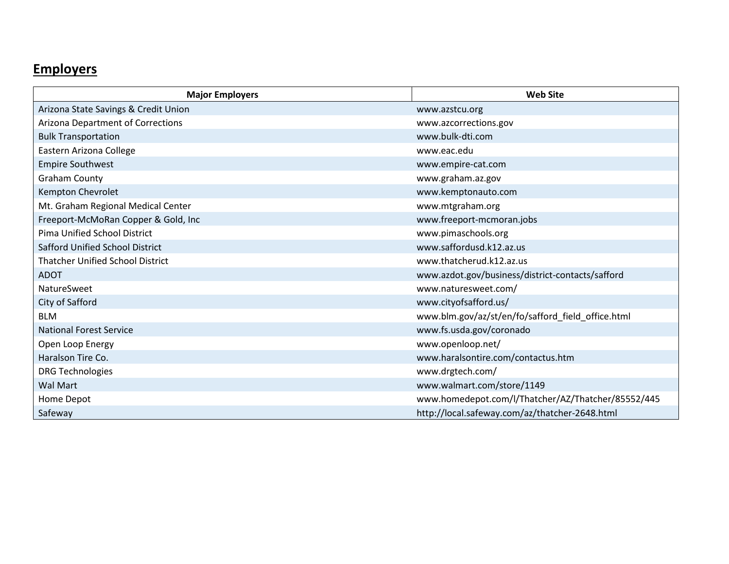## Employers

| Major Employers | Web Site |
| --- | --- |
| Arizona State Savings & Credit Union | www.azstcu.org |
| Arizona Department of Corrections | www.azcorrections.gov |
| Bulk Transportation | www.bulk-dti.com |
| Eastern Arizona College | www.eac.edu |
| Empire Southwest | www.empire-cat.com |
| Graham County | www.graham.az.gov |
| Kempton Chevrolet | www.kemptonauto.com |
| Mt. Graham Regional Medical Center | www.mtgraham.org |
| Freeport-McMoRan Copper & Gold, Inc | www.freeport-mcmoran.jobs |
| Pima Unified School District | www.pimaschools.org |
| Safford Unified School District | www.saffordusd.k12.az.us |
| Thatcher Unified School District | www.thatcherud.k12.az.us |
| ADOT | www.azdot.gov/business/district-contacts/safford |
| NatureSweet | www.naturesweet.com/ |
| City of Safford | www.cityofsafford.us/ |
| BLM | www.blm.gov/az/st/en/fo/safford_field_office.html |
| National Forest Service | www.fs.usda.gov/coronado |
| Open Loop Energy | www.openloop.net/ |
| Haralson Tire Co. | www.haralsontire.com/contactus.htm |
| DRG Technologies | www.drgtech.com/ |
| Wal Mart | www.walmart.com/store/1149 |
| Home Depot | www.homedepot.com/l/Thatcher/AZ/Thatcher/85552/445 |
| Safeway | http://local.safeway.com/az/thatcher-2648.html |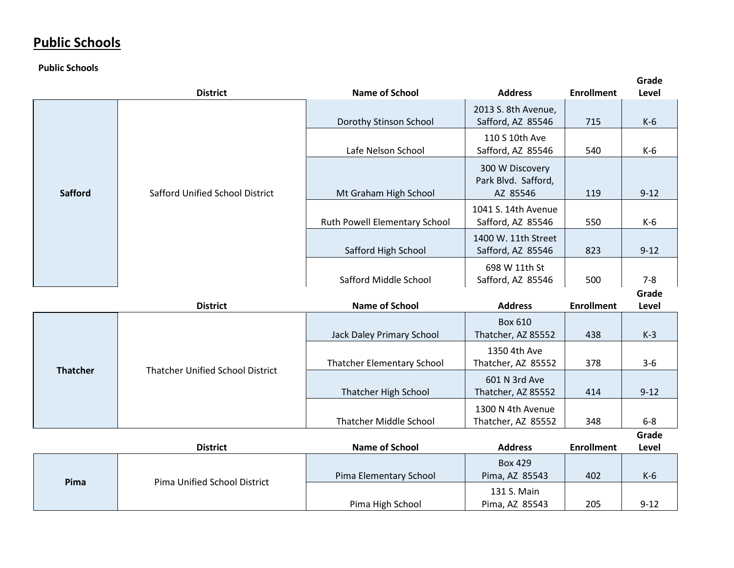# Public Schools

**Public Schools**

| | District | Name of School | Address | Enrollment | Grade Level |
|---|---|---|---|---|---|
| **Safford** | Safford Unified School District | Dorothy Stinson School | 2013 S. 8th Avenue, Safford, AZ 85546 | 715 | K-6 |
| | | Lafe Nelson School | 110 S 10th Ave Safford, AZ 85546 | 540 | K-6 |
| | | Mt Graham High School | 300 W Discovery Park Blvd. Safford, AZ 85546 | 119 | 9-12 |
| | | Ruth Powell Elementary School | 1041 S. 14th Avenue Safford, AZ 85546 | 550 | K-6 |
| | | Safford High School | 1400 W. 11th Street Safford, AZ 85546 | 823 | 9-12 |
| | | Safford Middle School | 698 W 11th St Safford, AZ 85546 | 500 | 7-8 |

| | District | Name of School | Address | Enrollment | Grade Level |
|---|---|---|---|---|---|
| **Thatcher** | Thatcher Unified School District | Jack Daley Primary School | Box 610 Thatcher, AZ 85552 | 438 | K-3 |
| | | Thatcher Elementary School | 1350 4th Ave Thatcher, AZ 85552 | 378 | 3-6 |
| | | Thatcher High School | 601 N 3rd Ave Thatcher, AZ 85552 | 414 | 9-12 |
| | | Thatcher Middle School | 1300 N 4th Avenue Thatcher, AZ 85552 | 348 | 6-8 |

| | District | Name of School | Address | Enrollment | Grade Level |
|---|---|---|---|---|---|
| **Pima** | Pima Unified School District | Pima Elementary School | Box 429 Pima, AZ 85543 | 402 | K-6 |
| | | Pima High School | 131 S. Main Pima, AZ 85543 | 205 | 9-12 |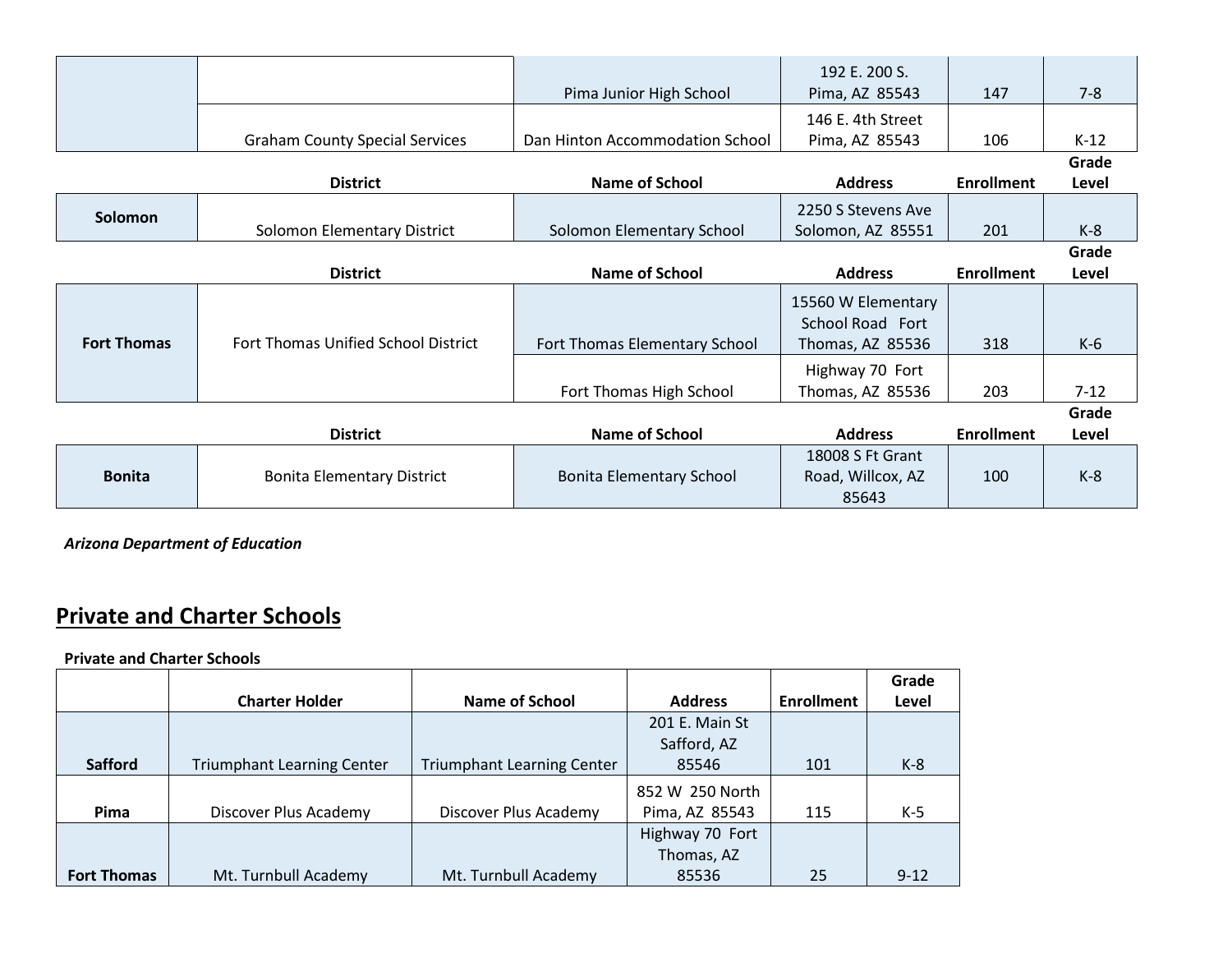| | District | Name of School | Address | Enrollment | Grade Level |
|---|---|---|---|---|---|
| | | Pima Junior High School | 192 E. 200 S. Pima, AZ 85543 | 147 | 7-8 |
| | Graham County Special Services | Dan Hinton Accommodation School | 146 E. 4th Street Pima, AZ 85543 | 106 | K-12 |

| | District | Name of School | Address | Enrollment | Grade Level |
|---|---|---|---|---|---|
| **Solomon** | Solomon Elementary District | Solomon Elementary School | 2250 S Stevens Ave Solomon, AZ 85551 | 201 | K-8 |

| | District | Name of School | Address | Enrollment | Grade Level |
|---|---|---|---|---|---|
| **Fort Thomas** | Fort Thomas Unified School District | Fort Thomas Elementary School | 15560 W Elementary School Road Fort Thomas, AZ 85536 | 318 | K-6 |
| | | Fort Thomas High School | Highway 70 Fort Thomas, AZ 85536 | 203 | 7-12 |

| | District | Name of School | Address | Enrollment | Grade Level |
|---|---|---|---|---|---|
| **Bonita** | Bonita Elementary District | Bonita Elementary School | 18008 S Ft Grant Road, Willcox, AZ 85643 | 100 | K-8 |

***Arizona Department of Education***

## Private and Charter Schools

**Private and Charter Schools**

| | Charter Holder | Name of School | Address | Enrollment | Grade Level |
|---|---|---|---|---|---|
| **Safford** | Triumphant Learning Center | Triumphant Learning Center | 201 E. Main St Safford, AZ 85546 | 101 | K-8 |
| **Pima** | Discover Plus Academy | Discover Plus Academy | 852 W 250 North Pima, AZ 85543 | 115 | K-5 |
| **Fort Thomas** | Mt. Turnbull Academy | Mt. Turnbull Academy | Highway 70 Fort Thomas, AZ 85536 | 25 | 9-12 |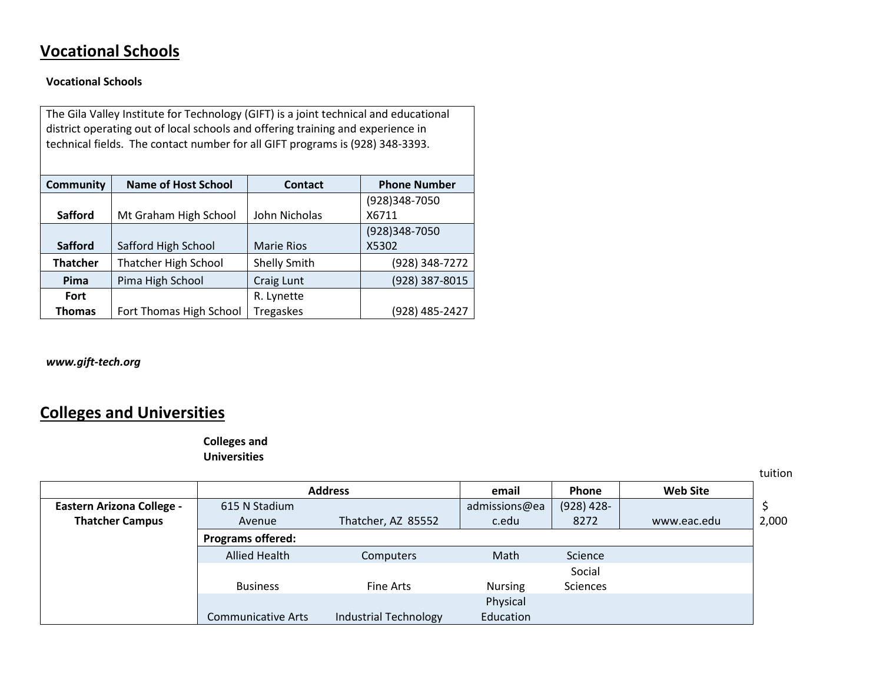## Vocational Schools

**Vocational Schools**

The Gila Valley Institute for Technology (GIFT) is a joint technical and educational district operating out of local schools and offering training and experience in technical fields. The contact number for all GIFT programs is (928) 348-3393.

| Community | Name of Host School | Contact | Phone Number |
|---|---|---|---|
| **Safford** | Mt Graham High School | John Nicholas | (928)348-7050 X6711 |
| **Safford** | Safford High School | Marie Rios | (928)348-7050 X5302 |
| **Thatcher** | Thatcher High School | Shelly Smith | (928) 348-7272 |
| **Pima** | Pima High School | Craig Lunt | (928) 387-8015 |
| **Fort Thomas** | Fort Thomas High School | R. Lynette Tregaskes | (928) 485-2427 |

***www.gift-tech.org***

## Colleges and Universities

**Colleges and Universities**

| | Address | | email | Phone | Web Site | tuition |
|---|---|---|---|---|---|---|
| **Eastern Arizona College - Thatcher Campus** | 615 N Stadium Avenue | Thatcher, AZ 85552 | admissions@eac.edu | (928) 428-8272 | www.eac.edu | $ 2,000 |
| | **Programs offered:** | | | | | |
| | Allied Health | Computers | Math | Science | | |
| | Business | Fine Arts | Nursing | Social Sciences | | |
| | Communicative Arts | Industrial Technology | Physical Education | | | |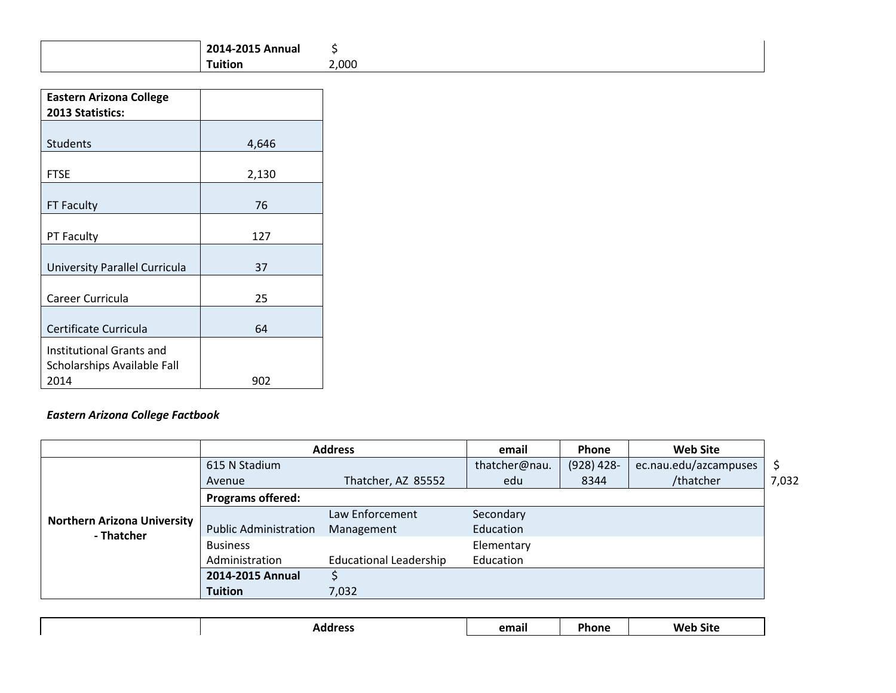| | 2014-2015 Annual Tuition | $ 2,000 |
|---|---|---|

| Eastern Arizona College 2013 Statistics: | |
|---|---|
| Students | 4,646 |
| FTSE | 2,130 |
| FT Faculty | 76 |
| PT Faculty | 127 |
| University Parallel Curricula | 37 |
| Career Curricula | 25 |
| Certificate Curricula | 64 |
| Institutional Grants and Scholarships Available Fall 2014 | 902 |

*Eastern Arizona College Factbook*

| | Address | | | email | Phone | Web Site | |
|---|---|---|---|---|---|---|---|
| **Northern Arizona University - Thatcher** | 615 N Stadium Avenue | Thatcher, AZ 85552 | | thatcher@nau.edu | (928) 428-8344 | ec.nau.edu/azcampuses/thatcher | $ 7,032 |
| | **Programs offered:** | | | | | | |
| | Public Administration | Law Enforcement Management | Secondary Education | | | | |
| | Business Administration | Educational Leadership | Elementary Education | | | | |
| | **2014-2015 Annual Tuition** | $ 7,032 | | | | | |

| | Address | email | Phone | Web Site |
|---|---|---|---|---|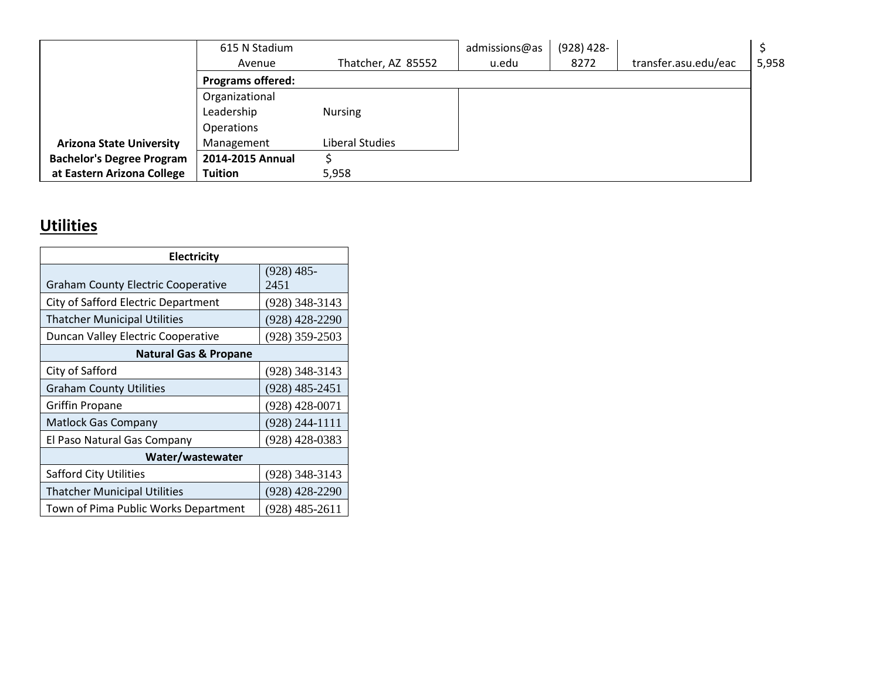| Arizona State University Bachelor's Degree Program at Eastern Arizona College | 615 N Stadium Avenue | Thatcher, AZ 85552 | admissions@asu.edu | (928) 428-8272 | transfer.asu.edu/eac | $ 5,958 |
|---|---|---|---|---|---|---|
| | **Programs offered:** | | | | | |
| | Organizational Leadership | Nursing | | | | |
| | Operations Management | Liberal Studies | | | | |
| | **2014-2015 Annual Tuition** | $ 5,958 | | | | |

## Utilities

| Electricity | |
|---|---|
| Graham County Electric Cooperative | (928) 485-2451 |
| City of Safford Electric Department | (928) 348-3143 |
| Thatcher Municipal Utilities | (928) 428-2290 |
| Duncan Valley Electric Cooperative | (928) 359-2503 |
| **Natural Gas & Propane** | |
| City of Safford | (928) 348-3143 |
| Graham County Utilities | (928) 485-2451 |
| Griffin Propane | (928) 428-0071 |
| Matlock Gas Company | (928) 244-1111 |
| El Paso Natural Gas Company | (928) 428-0383 |
| **Water/wastewater** | |
| Safford City Utilities | (928) 348-3143 |
| Thatcher Municipal Utilities | (928) 428-2290 |
| Town of Pima Public Works Department | (928) 485-2611 |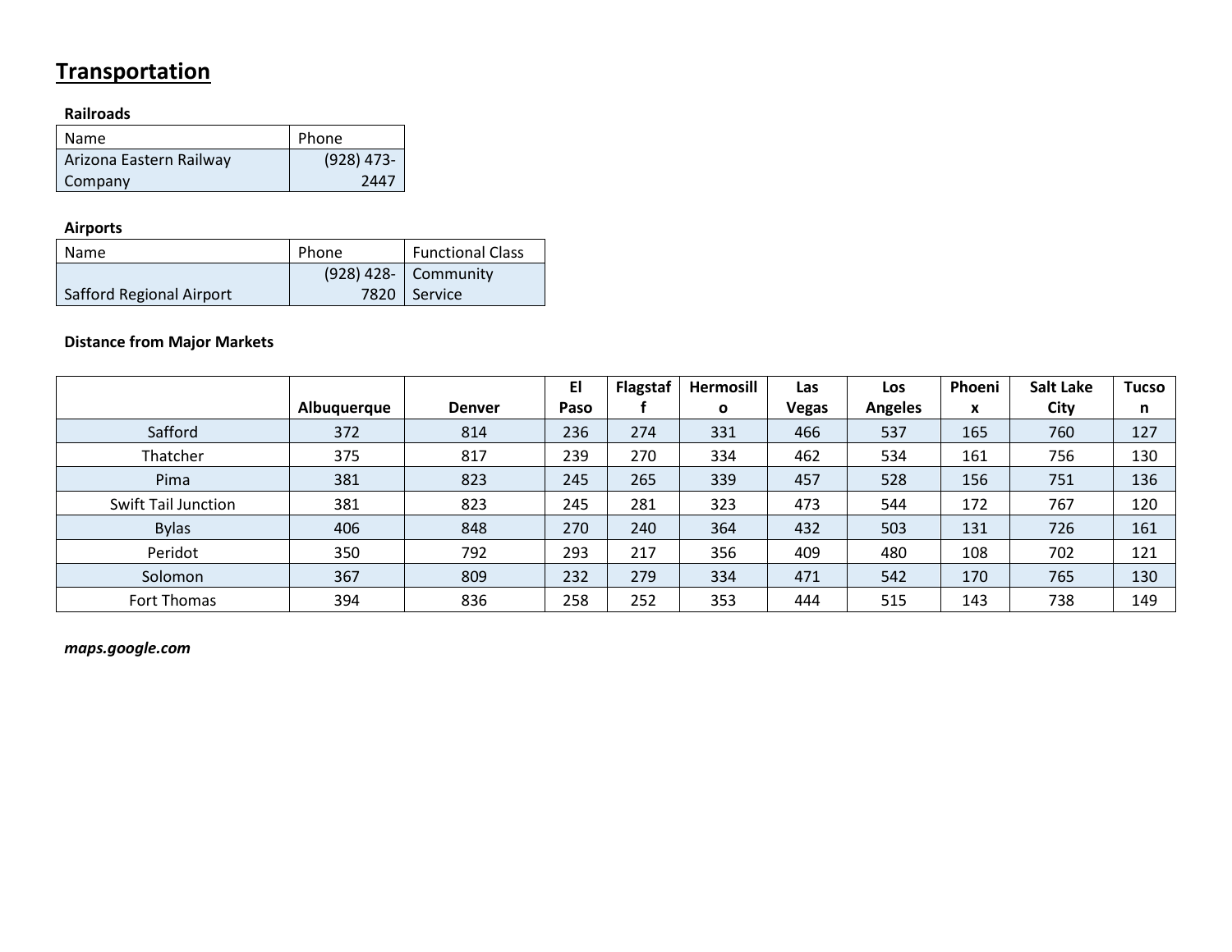# Transportation

**Railroads**

| Name | Phone |
|---|---|
| Arizona Eastern Railway Company | (928) 473-2447 |

**Airports**

| Name | Phone | Functional Class |
|---|---|---|
| Safford Regional Airport | (928) 428-7820 | Community Service |

**Distance from Major Markets**

| | Albuquerque | Denver | El Paso | Flagstaff | Hermosillo | Las Vegas | Los Angeles | Phoenix | Salt Lake City | Tucson |
|---|---|---|---|---|---|---|---|---|---|---|
| Safford | 372 | 814 | 236 | 274 | 331 | 466 | 537 | 165 | 760 | 127 |
| Thatcher | 375 | 817 | 239 | 270 | 334 | 462 | 534 | 161 | 756 | 130 |
| Pima | 381 | 823 | 245 | 265 | 339 | 457 | 528 | 156 | 751 | 136 |
| Swift Tail Junction | 381 | 823 | 245 | 281 | 323 | 473 | 544 | 172 | 767 | 120 |
| Bylas | 406 | 848 | 270 | 240 | 364 | 432 | 503 | 131 | 726 | 161 |
| Peridot | 350 | 792 | 293 | 217 | 356 | 409 | 480 | 108 | 702 | 121 |
| Solomon | 367 | 809 | 232 | 279 | 334 | 471 | 542 | 170 | 765 | 130 |
| Fort Thomas | 394 | 836 | 258 | 252 | 353 | 444 | 515 | 143 | 738 | 149 |

***maps.google.com***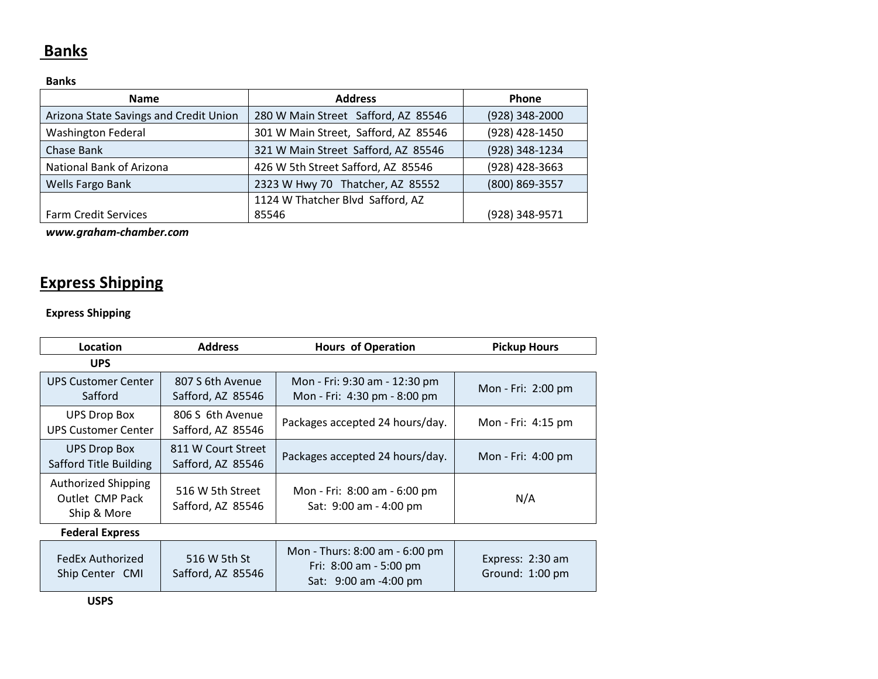## Banks

**Banks**

| Name | Address | Phone |
|---|---|---|
| Arizona State Savings and Credit Union | 280 W Main Street Safford, AZ 85546 | (928) 348-2000 |
| Washington Federal | 301 W Main Street, Safford, AZ 85546 | (928) 428-1450 |
| Chase Bank | 321 W Main Street Safford, AZ 85546 | (928) 348-1234 |
| National Bank of Arizona | 426 W 5th Street Safford, AZ 85546 | (928) 428-3663 |
| Wells Fargo Bank | 2323 W Hwy 70 Thatcher, AZ 85552 | (800) 869-3557 |
| Farm Credit Services | 1124 W Thatcher Blvd Safford, AZ 85546 | (928) 348-9571 |

***www.graham-chamber.com***

## Express Shipping

**Express Shipping**

| Location | Address | Hours of Operation | Pickup Hours |
|---|---|---|---|
| **UPS** | | | |
| UPS Customer Center Safford | 807 S 6th Avenue Safford, AZ 85546 | Mon - Fri: 9:30 am - 12:30 pm<br>Mon - Fri: 4:30 pm - 8:00 pm | Mon - Fri: 2:00 pm |
| UPS Drop Box UPS Customer Center | 806 S 6th Avenue Safford, AZ 85546 | Packages accepted 24 hours/day. | Mon - Fri: 4:15 pm |
| UPS Drop Box Safford Title Building | 811 W Court Street Safford, AZ 85546 | Packages accepted 24 hours/day. | Mon - Fri: 4:00 pm |
| Authorized Shipping Outlet CMP Pack Ship & More | 516 W 5th Street Safford, AZ 85546 | Mon - Fri: 8:00 am - 6:00 pm<br>Sat: 9:00 am - 4:00 pm | N/A |
| **Federal Express** | | | |
| FedEx Authorized Ship Center CMI | 516 W 5th St Safford, AZ 85546 | Mon - Thurs: 8:00 am - 6:00 pm<br>Fri: 8:00 am - 5:00 pm<br>Sat: 9:00 am -4:00 pm | Express: 2:30 am<br>Ground: 1:00 pm |
| **USPS** | | | |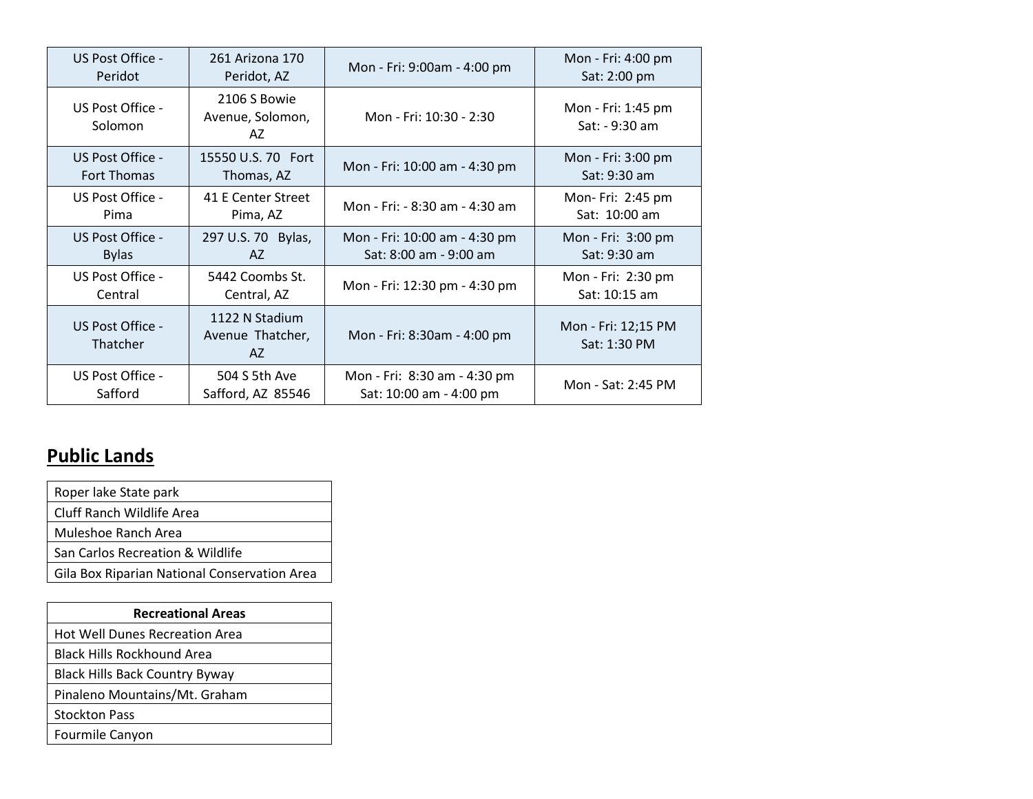| US Post Office - Peridot | 261 Arizona 170 Peridot, AZ | Mon - Fri: 9:00am - 4:00 pm | Mon - Fri: 4:00 pm Sat: 2:00 pm |
|---|---|---|---|
| US Post Office - Solomon | 2106 S Bowie Avenue, Solomon, AZ | Mon - Fri: 10:30 - 2:30 | Mon - Fri: 1:45 pm Sat: - 9:30 am |
| US Post Office - Fort Thomas | 15550 U.S. 70 Fort Thomas, AZ | Mon - Fri: 10:00 am - 4:30 pm | Mon - Fri: 3:00 pm Sat: 9:30 am |
| US Post Office - Pima | 41 E Center Street Pima, AZ | Mon - Fri: - 8:30 am - 4:30 am | Mon- Fri: 2:45 pm Sat: 10:00 am |
| US Post Office - Bylas | 297 U.S. 70 Bylas, AZ | Mon - Fri: 10:00 am - 4:30 pm Sat: 8:00 am - 9:00 am | Mon - Fri: 3:00 pm Sat: 9:30 am |
| US Post Office - Central | 5442 Coombs St. Central, AZ | Mon - Fri: 12:30 pm - 4:30 pm | Mon - Fri: 2:30 pm Sat: 10:15 am |
| US Post Office - Thatcher | 1122 N Stadium Avenue Thatcher, AZ | Mon - Fri: 8:30am - 4:00 pm | Mon - Fri: 12;15 PM Sat: 1:30 PM |
| US Post Office - Safford | 504 S 5th Ave Safford, AZ 85546 | Mon - Fri: 8:30 am - 4:30 pm Sat: 10:00 am - 4:00 pm | Mon - Sat: 2:45 PM |

## Public Lands

| Roper lake State park |
|---|
| Cluff Ranch Wildlife Area |
| Muleshoe Ranch Area |
| San Carlos Recreation & Wildlife |
| Gila Box Riparian National Conservation Area |

| **Recreational Areas** |
|---|
| Hot Well Dunes Recreation Area |
| Black Hills Rockhound Area |
| Black Hills Back Country Byway |
| Pinaleno Mountains/Mt. Graham |
| Stockton Pass |
| Fourmile Canyon |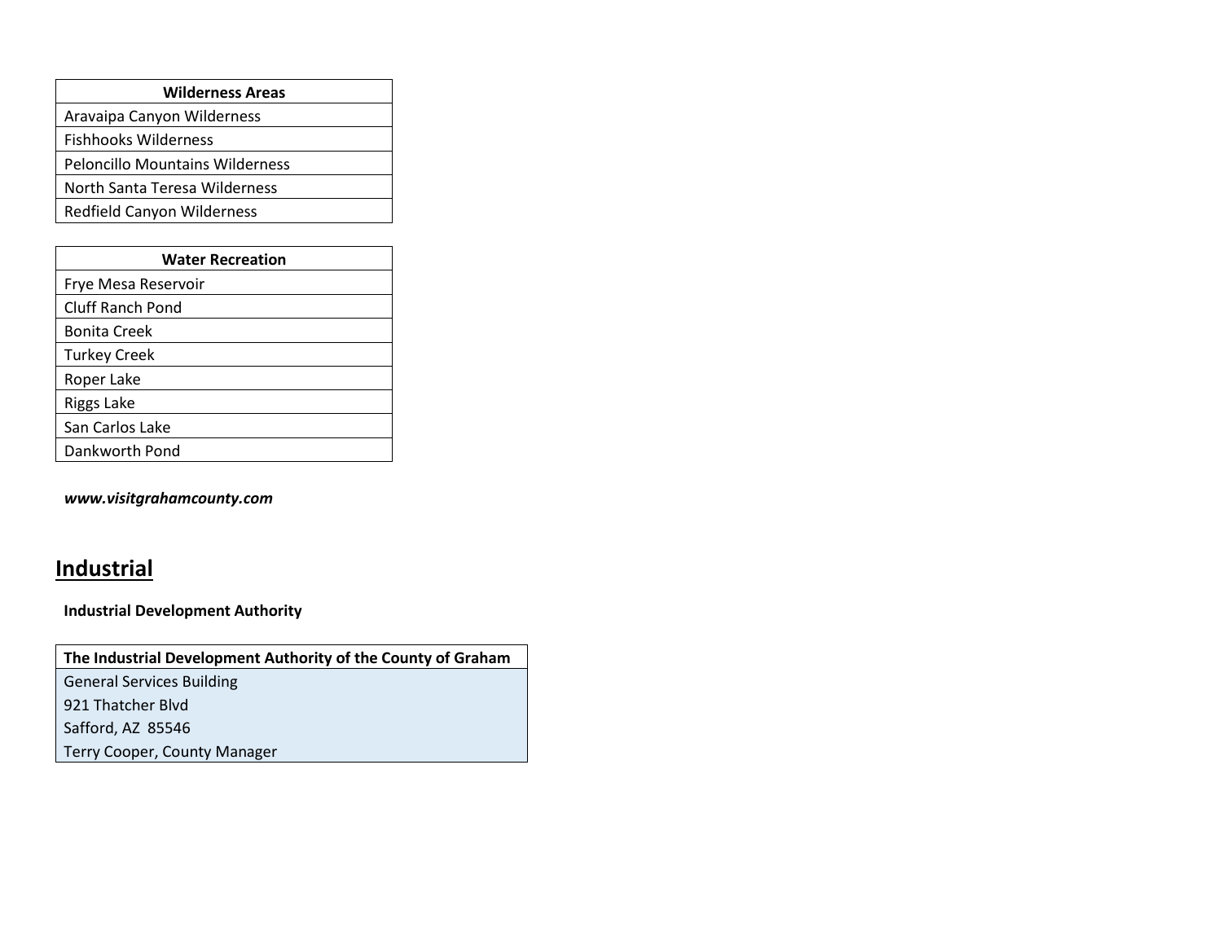| Wilderness Areas |
| --- |
| Aravaipa Canyon Wilderness |
| Fishhooks Wilderness |
| Peloncillo Mountains Wilderness |
| North Santa Teresa Wilderness |
| Redfield Canyon Wilderness |

| Water Recreation |
| --- |
| Frye Mesa Reservoir |
| Cluff Ranch Pond |
| Bonita Creek |
| Turkey Creek |
| Roper Lake |
| Riggs Lake |
| San Carlos Lake |
| Dankworth Pond |

***www.visitgrahamcounty.com***

## Industrial

**Industrial Development Authority**

| The Industrial Development Authority of the County of Graham |
| --- |
| General Services Building |
| 921 Thatcher Blvd |
| Safford, AZ 85546 |
| Terry Cooper, County Manager |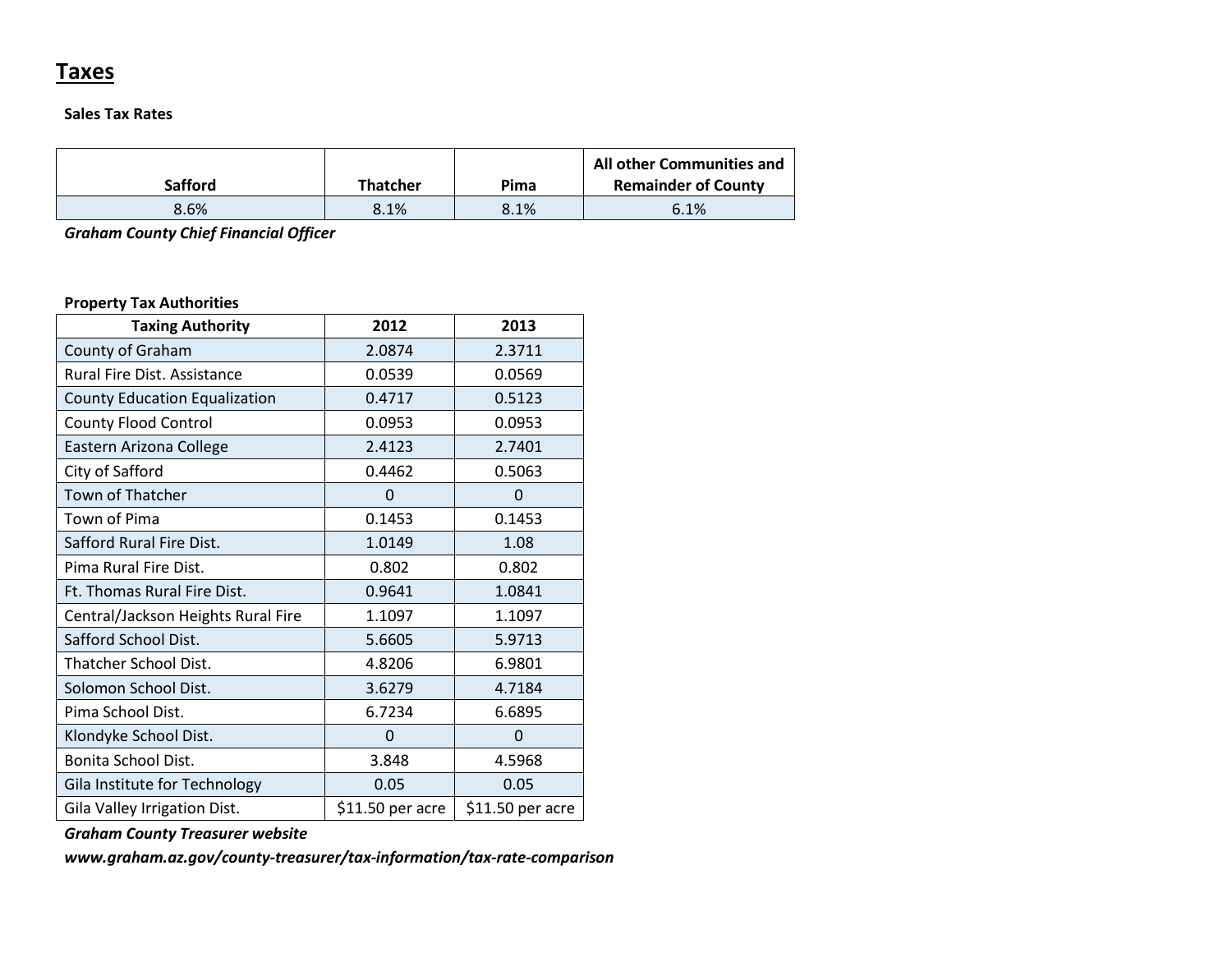## Taxes

**Sales Tax Rates**

| Safford | Thatcher | Pima | All other Communities and Remainder of County |
|---|---|---|---|
| 8.6% | 8.1% | 8.1% | 6.1% |

***Graham County Chief Financial Officer***

**Property Tax Authorities**

| Taxing Authority | 2012 | 2013 |
|---|---|---|
| County of Graham | 2.0874 | 2.3711 |
| Rural Fire Dist. Assistance | 0.0539 | 0.0569 |
| County Education Equalization | 0.4717 | 0.5123 |
| County Flood Control | 0.0953 | 0.0953 |
| Eastern Arizona College | 2.4123 | 2.7401 |
| City of Safford | 0.4462 | 0.5063 |
| Town of Thatcher | 0 | 0 |
| Town of Pima | 0.1453 | 0.1453 |
| Safford Rural Fire Dist. | 1.0149 | 1.08 |
| Pima Rural Fire Dist. | 0.802 | 0.802 |
| Ft. Thomas Rural Fire Dist. | 0.9641 | 1.0841 |
| Central/Jackson Heights Rural Fire | 1.1097 | 1.1097 |
| Safford School Dist. | 5.6605 | 5.9713 |
| Thatcher School Dist. | 4.8206 | 6.9801 |
| Solomon School Dist. | 3.6279 | 4.7184 |
| Pima School Dist. | 6.7234 | 6.6895 |
| Klondyke School Dist. | 0 | 0 |
| Bonita School Dist. | 3.848 | 4.5968 |
| Gila Institute for Technology | 0.05 | 0.05 |
| Gila Valley Irrigation Dist. | $11.50 per acre | $11.50 per acre |

***Graham County Treasurer website***

***www.graham.az.gov/county-treasurer/tax-information/tax-rate-comparison***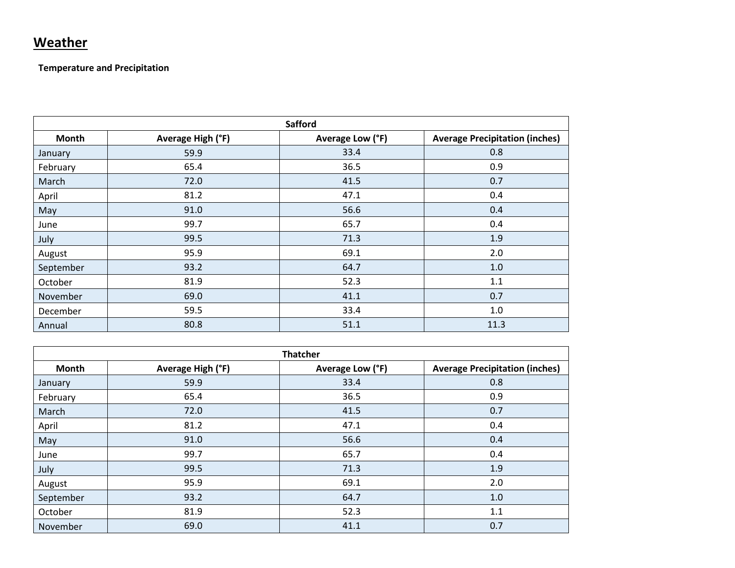## Weather

**Temperature and Precipitation**

| Safford | | | |
|---|---|---|---|
| **Month** | **Average High (°F)** | **Average Low (°F)** | **Average Precipitation (inches)** |
| January | 59.9 | 33.4 | 0.8 |
| February | 65.4 | 36.5 | 0.9 |
| March | 72.0 | 41.5 | 0.7 |
| April | 81.2 | 47.1 | 0.4 |
| May | 91.0 | 56.6 | 0.4 |
| June | 99.7 | 65.7 | 0.4 |
| July | 99.5 | 71.3 | 1.9 |
| August | 95.9 | 69.1 | 2.0 |
| September | 93.2 | 64.7 | 1.0 |
| October | 81.9 | 52.3 | 1.1 |
| November | 69.0 | 41.1 | 0.7 |
| December | 59.5 | 33.4 | 1.0 |
| Annual | 80.8 | 51.1 | 11.3 |

| Thatcher | | | |
|---|---|---|---|
| **Month** | **Average High (°F)** | **Average Low (°F)** | **Average Precipitation (inches)** |
| January | 59.9 | 33.4 | 0.8 |
| February | 65.4 | 36.5 | 0.9 |
| March | 72.0 | 41.5 | 0.7 |
| April | 81.2 | 47.1 | 0.4 |
| May | 91.0 | 56.6 | 0.4 |
| June | 99.7 | 65.7 | 0.4 |
| July | 99.5 | 71.3 | 1.9 |
| August | 95.9 | 69.1 | 2.0 |
| September | 93.2 | 64.7 | 1.0 |
| October | 81.9 | 52.3 | 1.1 |
| November | 69.0 | 41.1 | 0.7 |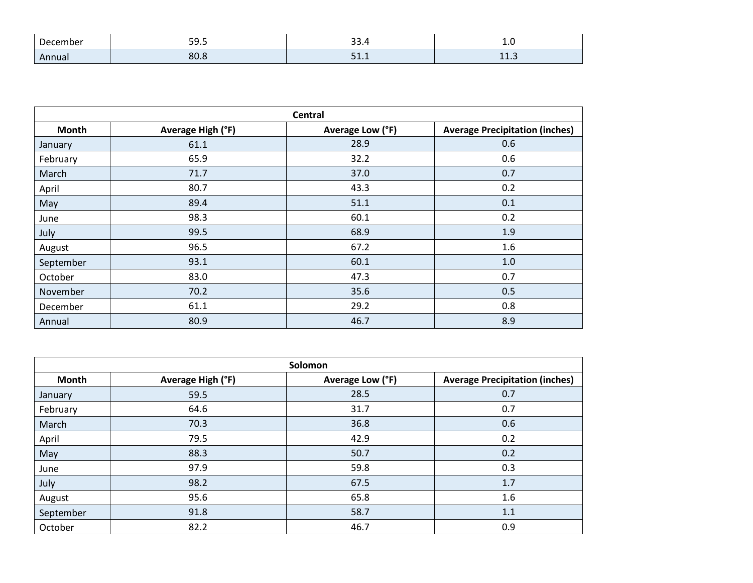| December | 59.5 | 33.4 | 1.0 |
|---|---|---|---|
| Annual | 80.8 | 51.1 | 11.3 |

| Central | | | |
|---|---|---|---|
| **Month** | **Average High (°F)** | **Average Low (°F)** | **Average Precipitation (inches)** |
| January | 61.1 | 28.9 | 0.6 |
| February | 65.9 | 32.2 | 0.6 |
| March | 71.7 | 37.0 | 0.7 |
| April | 80.7 | 43.3 | 0.2 |
| May | 89.4 | 51.1 | 0.1 |
| June | 98.3 | 60.1 | 0.2 |
| July | 99.5 | 68.9 | 1.9 |
| August | 96.5 | 67.2 | 1.6 |
| September | 93.1 | 60.1 | 1.0 |
| October | 83.0 | 47.3 | 0.7 |
| November | 70.2 | 35.6 | 0.5 |
| December | 61.1 | 29.2 | 0.8 |
| Annual | 80.9 | 46.7 | 8.9 |

| Solomon | | | |
|---|---|---|---|
| **Month** | **Average High (°F)** | **Average Low (°F)** | **Average Precipitation (inches)** |
| January | 59.5 | 28.5 | 0.7 |
| February | 64.6 | 31.7 | 0.7 |
| March | 70.3 | 36.8 | 0.6 |
| April | 79.5 | 42.9 | 0.2 |
| May | 88.3 | 50.7 | 0.2 |
| June | 97.9 | 59.8 | 0.3 |
| July | 98.2 | 67.5 | 1.7 |
| August | 95.6 | 65.8 | 1.6 |
| September | 91.8 | 58.7 | 1.1 |
| October | 82.2 | 46.7 | 0.9 |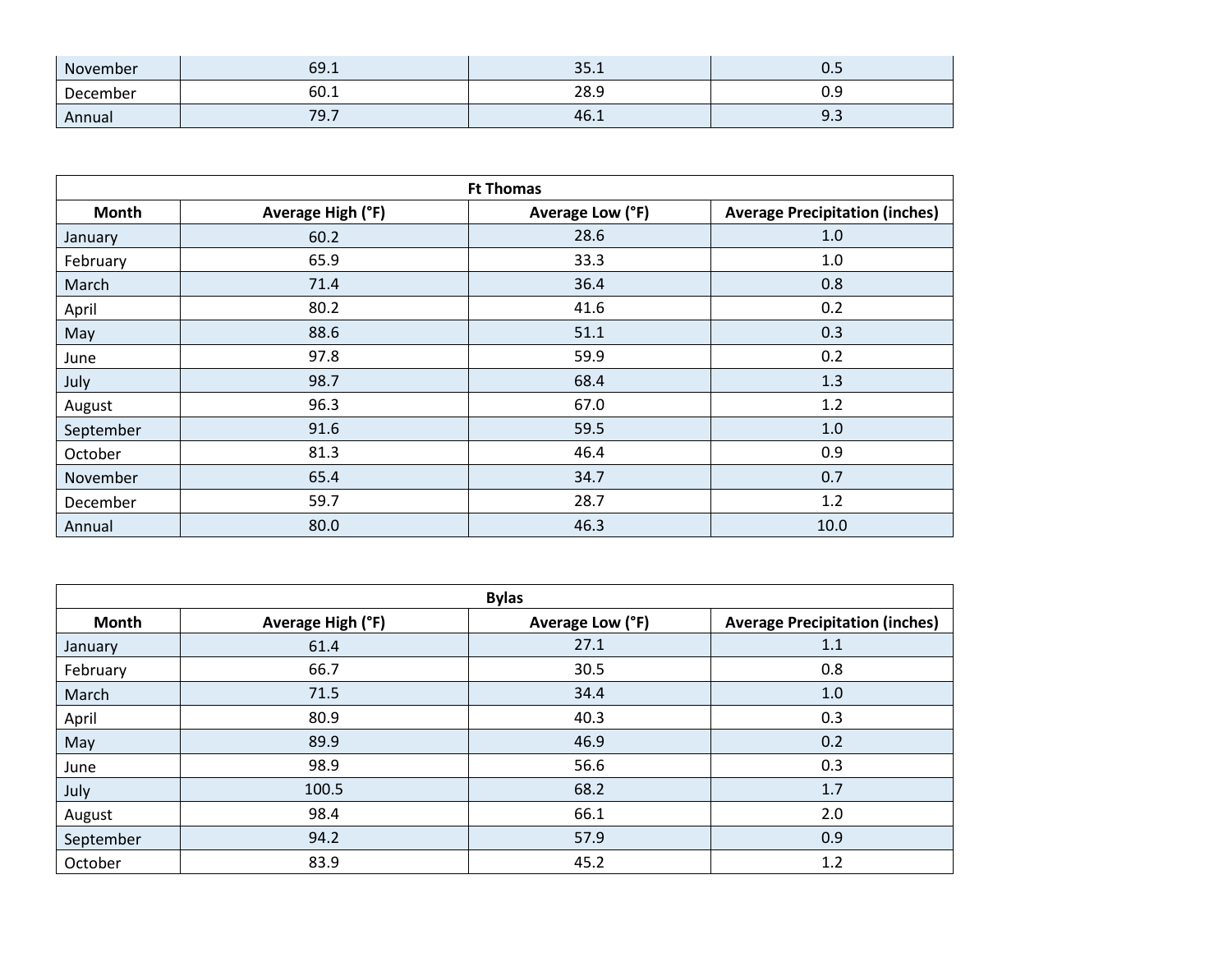| | | | |
|---|---|---|---|
| November | 69.1 | 35.1 | 0.5 |
| December | 60.1 | 28.9 | 0.9 |
| Annual | 79.7 | 46.1 | 9.3 |

| Ft Thomas | | | |
|---|---|---|---|
| **Month** | **Average High (°F)** | **Average Low (°F)** | **Average Precipitation (inches)** |
| January | 60.2 | 28.6 | 1.0 |
| February | 65.9 | 33.3 | 1.0 |
| March | 71.4 | 36.4 | 0.8 |
| April | 80.2 | 41.6 | 0.2 |
| May | 88.6 | 51.1 | 0.3 |
| June | 97.8 | 59.9 | 0.2 |
| July | 98.7 | 68.4 | 1.3 |
| August | 96.3 | 67.0 | 1.2 |
| September | 91.6 | 59.5 | 1.0 |
| October | 81.3 | 46.4 | 0.9 |
| November | 65.4 | 34.7 | 0.7 |
| December | 59.7 | 28.7 | 1.2 |
| Annual | 80.0 | 46.3 | 10.0 |

| Bylas | | | |
|---|---|---|---|
| **Month** | **Average High (°F)** | **Average Low (°F)** | **Average Precipitation (inches)** |
| January | 61.4 | 27.1 | 1.1 |
| February | 66.7 | 30.5 | 0.8 |
| March | 71.5 | 34.4 | 1.0 |
| April | 80.9 | 40.3 | 0.3 |
| May | 89.9 | 46.9 | 0.2 |
| June | 98.9 | 56.6 | 0.3 |
| July | 100.5 | 68.2 | 1.7 |
| August | 98.4 | 66.1 | 2.0 |
| September | 94.2 | 57.9 | 0.9 |
| October | 83.9 | 45.2 | 1.2 |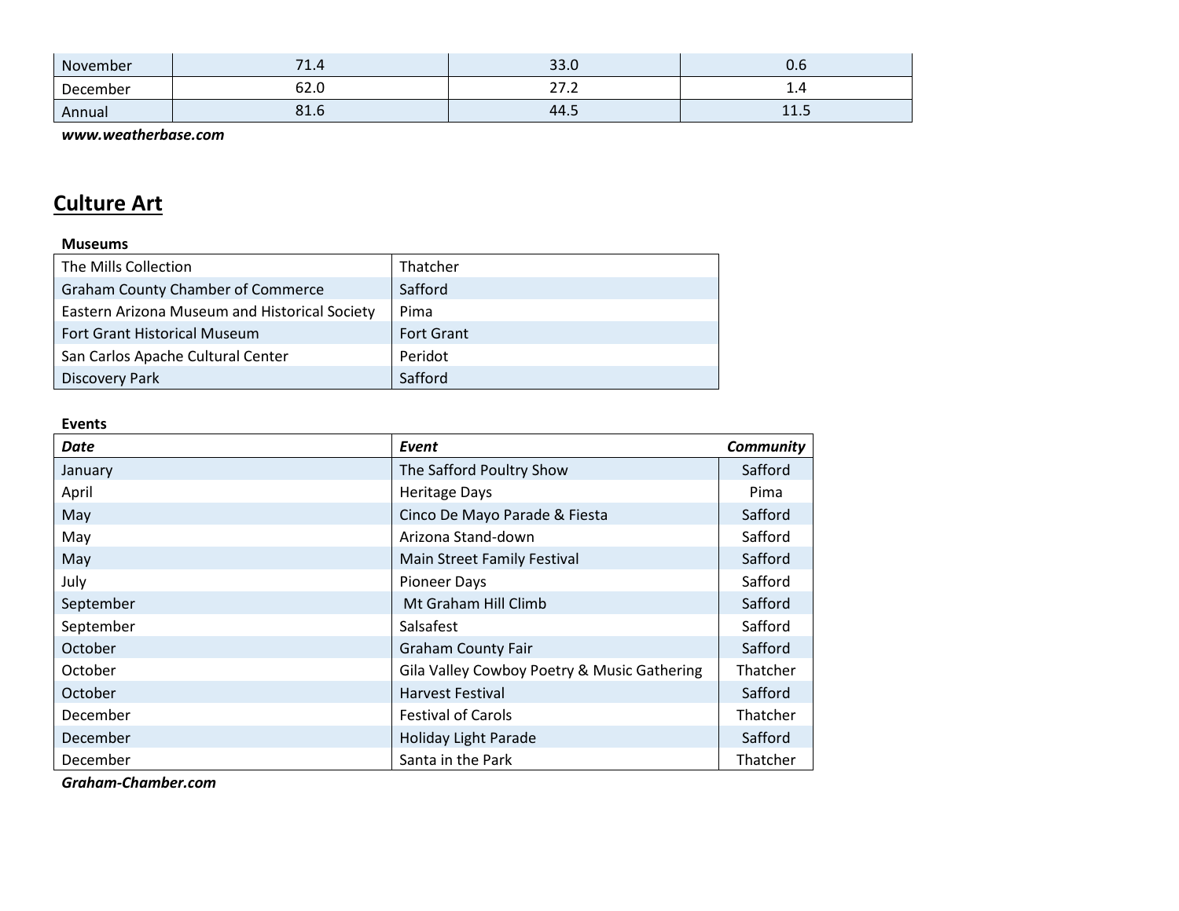| | | | |
|---|---|---|---|
| November | 71.4 | 33.0 | 0.6 |
| December | 62.0 | 27.2 | 1.4 |
| Annual | 81.6 | 44.5 | 11.5 |

***www.weatherbase.com***

## Culture Art

**Museums**

| | |
|---|---|
| The Mills Collection | Thatcher |
| Graham County Chamber of Commerce | Safford |
| Eastern Arizona Museum and Historical Society | Pima |
| Fort Grant Historical Museum | Fort Grant |
| San Carlos Apache Cultural Center | Peridot |
| Discovery Park | Safford |

**Events**

| *Date* | *Event* | *Community* |
|---|---|---|
| January | The Safford Poultry Show | Safford |
| April | Heritage Days | Pima |
| May | Cinco De Mayo Parade & Fiesta | Safford |
| May | Arizona Stand-down | Safford |
| May | Main Street Family Festival | Safford |
| July | Pioneer Days | Safford |
| September | Mt Graham Hill Climb | Safford |
| September | Salsafest | Safford |
| October | Graham County Fair | Safford |
| October | Gila Valley Cowboy Poetry & Music Gathering | Thatcher |
| October | Harvest Festival | Safford |
| December | Festival of Carols | Thatcher |
| December | Holiday Light Parade | Safford |
| December | Santa in the Park | Thatcher |

***Graham-Chamber.com***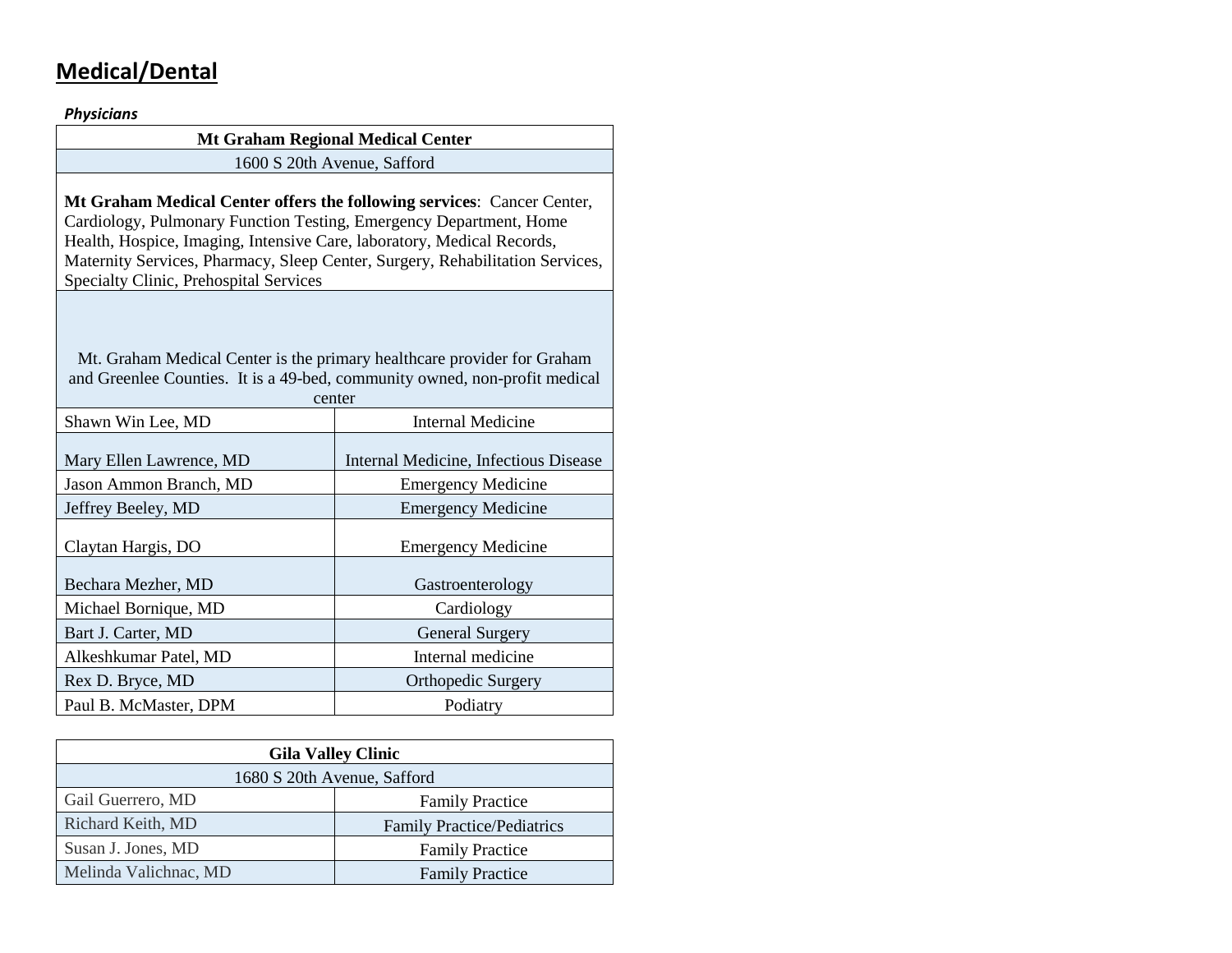## Medical/Dental

***Physicians***

| Mt Graham Regional Medical Center | |
|---|---|
| 1600 S 20th Avenue, Safford | |
| **Mt Graham Medical Center offers the following services**: Cancer Center, Cardiology, Pulmonary Function Testing, Emergency Department, Home Health, Hospice, Imaging, Intensive Care, laboratory, Medical Records, Maternity Services, Pharmacy, Sleep Center, Surgery, Rehabilitation Services, Specialty Clinic, Prehospital Services | |
| Mt. Graham Medical Center is the primary healthcare provider for Graham and Greenlee Counties. It is a 49-bed, community owned, non-profit medical center | |
| Shawn Win Lee, MD | Internal Medicine |
| Mary Ellen Lawrence, MD | Internal Medicine, Infectious Disease |
| Jason Ammon Branch, MD | Emergency Medicine |
| Jeffrey Beeley, MD | Emergency Medicine |
| Claytan Hargis, DO | Emergency Medicine |
| Bechara Mezher, MD | Gastroenterology |
| Michael Bornique, MD | Cardiology |
| Bart J. Carter, MD | General Surgery |
| Alkeshkumar Patel, MD | Internal medicine |
| Rex D. Bryce, MD | Orthopedic Surgery |
| Paul B. McMaster, DPM | Podiatry |

| Gila Valley Clinic | |
|---|---|
| 1680 S 20th Avenue, Safford | |
| Gail Guerrero, MD | Family Practice |
| Richard Keith, MD | Family Practice/Pediatrics |
| Susan J. Jones, MD | Family Practice |
| Melinda Valichnac, MD | Family Practice |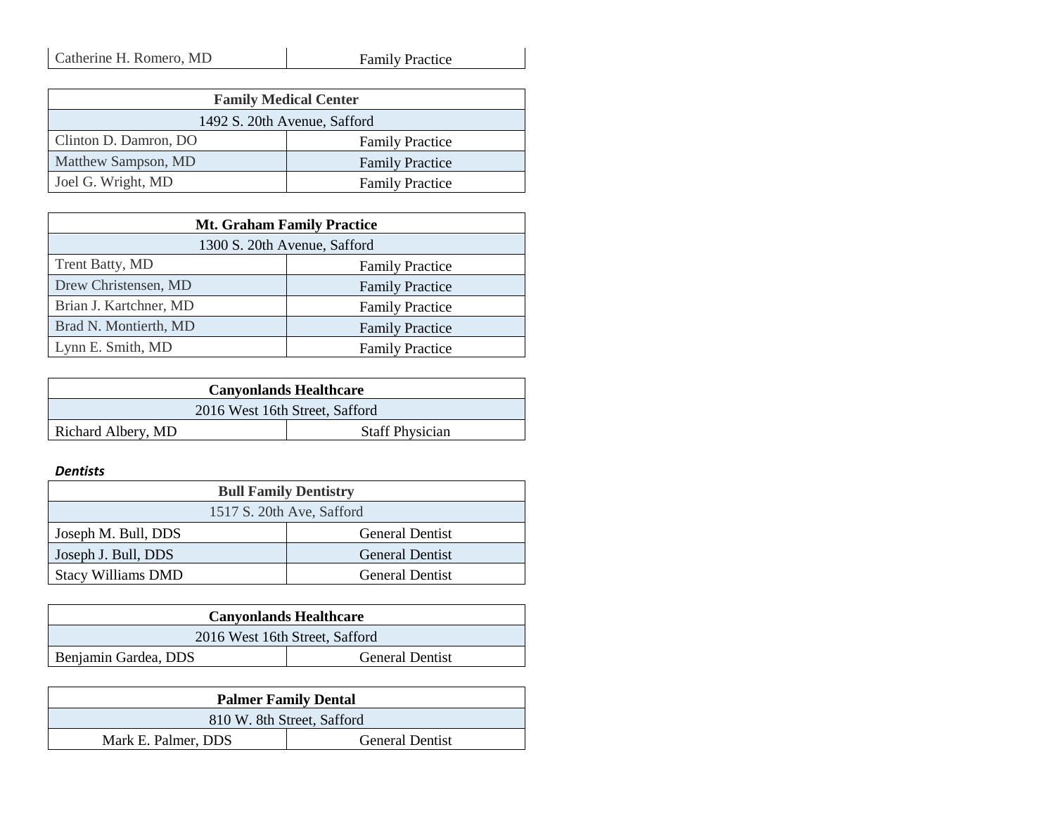| Catherine H. Romero, MD | Family Practice |
|---|---|

| **Family Medical Center** | |
|---|---|
| 1492 S. 20th Avenue, Safford | |
| Clinton D. Damron, DO | Family Practice |
| Matthew Sampson, MD | Family Practice |
| Joel G. Wright, MD | Family Practice |

| **Mt. Graham Family Practice** | |
|---|---|
| 1300 S. 20th Avenue, Safford | |
| Trent Batty, MD | Family Practice |
| Drew Christensen, MD | Family Practice |
| Brian J. Kartchner, MD | Family Practice |
| Brad N. Montierth, MD | Family Practice |
| Lynn E. Smith, MD | Family Practice |

| **Canyonlands Healthcare** | |
|---|---|
| 2016 West 16th Street, Safford | |
| Richard Albery, MD | Staff Physician |

***Dentists***

| **Bull Family Dentistry** | |
|---|---|
| 1517 S. 20th Ave, Safford | |
| Joseph M. Bull, DDS | General Dentist |
| Joseph J. Bull, DDS | General Dentist |
| Stacy Williams DMD | General Dentist |

| **Canyonlands Healthcare** | |
|---|---|
| 2016 West 16th Street, Safford | |
| Benjamin Gardea, DDS | General Dentist |

| **Palmer Family Dental** | |
|---|---|
| 810 W. 8th Street, Safford | |
| Mark E. Palmer, DDS | General Dentist |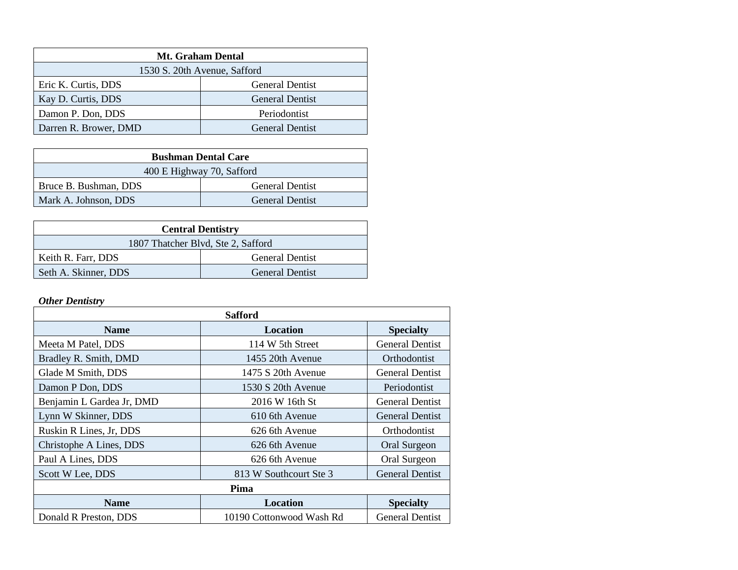| Mt. Graham Dental | |
| --- | --- |
| 1530 S. 20th Avenue, Safford | |
| Eric K. Curtis, DDS | General Dentist |
| Kay D. Curtis, DDS | General Dentist |
| Damon P. Don, DDS | Periodontist |
| Darren R. Brower, DMD | General Dentist |

| Bushman Dental Care | |
| --- | --- |
| 400 E Highway 70, Safford | |
| Bruce B. Bushman, DDS | General Dentist |
| Mark A. Johnson, DDS | General Dentist |

| Central Dentistry | |
| --- | --- |
| 1807 Thatcher Blvd, Ste 2, Safford | |
| Keith R. Farr, DDS | General Dentist |
| Seth A. Skinner, DDS | General Dentist |

***Other Dentistry***

| Safford | | |
| --- | --- | --- |
| **Name** | **Location** | **Specialty** |
| Meeta M Patel, DDS | 114 W 5th Street | General Dentist |
| Bradley R. Smith, DMD | 1455 20th Avenue | Orthodontist |
| Glade M Smith, DDS | 1475 S 20th Avenue | General Dentist |
| Damon P Don, DDS | 1530 S 20th Avenue | Periodontist |
| Benjamin L Gardea Jr, DMD | 2016 W 16th St | General Dentist |
| Lynn W Skinner, DDS | 610 6th Avenue | General Dentist |
| Ruskin R Lines, Jr, DDS | 626 6th Avenue | Orthodontist |
| Christophe A Lines, DDS | 626 6th Avenue | Oral Surgeon |
| Paul A Lines, DDS | 626 6th Avenue | Oral Surgeon |
| Scott W Lee, DDS | 813 W Southcourt Ste 3 | General Dentist |
| **Pima** | | |
| **Name** | **Location** | **Specialty** |
| Donald R Preston, DDS | 10190 Cottonwood Wash Rd | General Dentist |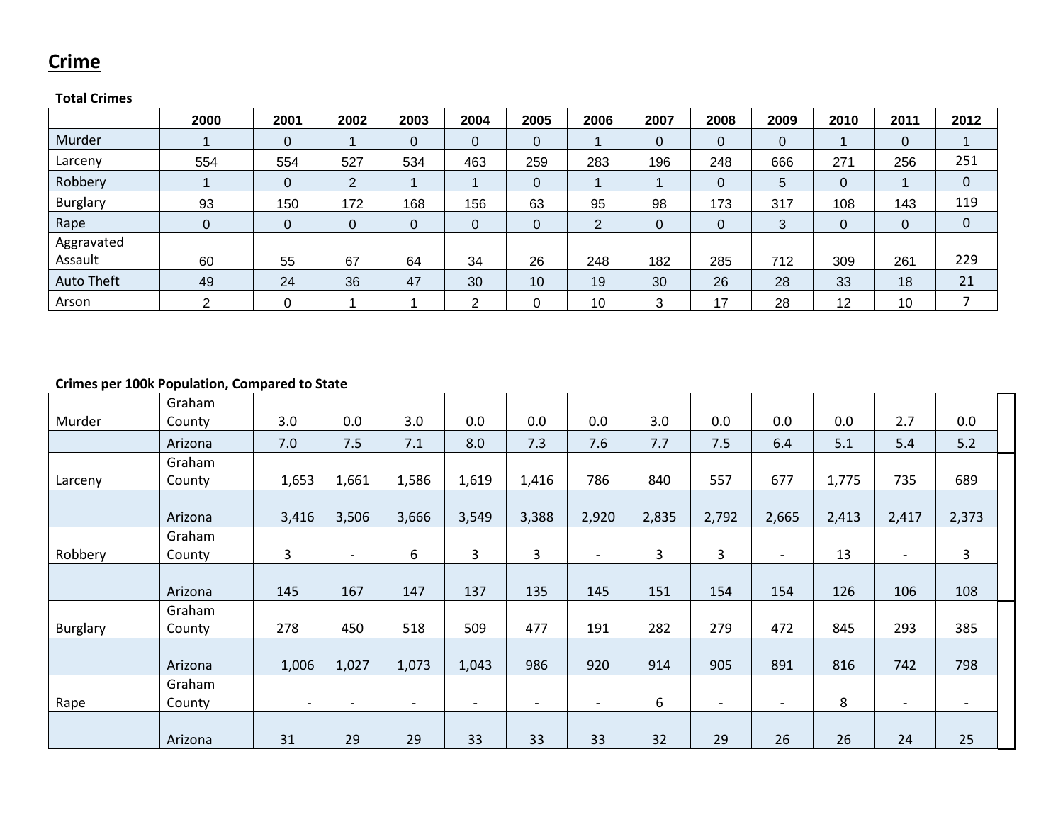# Crime

**Total Crimes**

| | 2000 | 2001 | 2002 | 2003 | 2004 | 2005 | 2006 | 2007 | 2008 | 2009 | 2010 | 2011 | 2012 |
|---|---|---|---|---|---|---|---|---|---|---|---|---|---|
| Murder | 1 | 0 | 1 | 0 | 0 | 0 | 1 | 0 | 0 | 0 | 1 | 0 | 1 |
| Larceny | 554 | 554 | 527 | 534 | 463 | 259 | 283 | 196 | 248 | 666 | 271 | 256 | 251 |
| Robbery | 1 | 0 | 2 | 1 | 1 | 0 | 1 | 1 | 0 | 5 | 0 | 1 | 0 |
| Burglary | 93 | 150 | 172 | 168 | 156 | 63 | 95 | 98 | 173 | 317 | 108 | 143 | 119 |
| Rape | 0 | 0 | 0 | 0 | 0 | 0 | 2 | 0 | 0 | 3 | 0 | 0 | 0 |
| Aggravated Assault | 60 | 55 | 67 | 64 | 34 | 26 | 248 | 182 | 285 | 712 | 309 | 261 | 229 |
| Auto Theft | 49 | 24 | 36 | 47 | 30 | 10 | 19 | 30 | 26 | 28 | 33 | 18 | 21 |
| Arson | 2 | 0 | 1 | 1 | 2 | 0 | 10 | 3 | 17 | 28 | 12 | 10 | 7 |

**Crimes per 100k Population, Compared to State**

| | | | | | | | | | | | | | |
|---|---|---|---|---|---|---|---|---|---|---|---|---|---|
| Murder | Graham County | 3.0 | 0.0 | 3.0 | 0.0 | 0.0 | 0.0 | 3.0 | 0.0 | 0.0 | 0.0 | 2.7 | 0.0 |
| | Arizona | 7.0 | 7.5 | 7.1 | 8.0 | 7.3 | 7.6 | 7.7 | 7.5 | 6.4 | 5.1 | 5.4 | 5.2 |
| Larceny | Graham County | 1,653 | 1,661 | 1,586 | 1,619 | 1,416 | 786 | 840 | 557 | 677 | 1,775 | 735 | 689 |
| | Arizona | 3,416 | 3,506 | 3,666 | 3,549 | 3,388 | 2,920 | 2,835 | 2,792 | 2,665 | 2,413 | 2,417 | 2,373 |
| Robbery | Graham County | 3 | - | 6 | 3 | 3 | - | 3 | 3 | - | 13 | - | 3 |
| | Arizona | 145 | 167 | 147 | 137 | 135 | 145 | 151 | 154 | 154 | 126 | 106 | 108 |
| Burglary | Graham County | 278 | 450 | 518 | 509 | 477 | 191 | 282 | 279 | 472 | 845 | 293 | 385 |
| | Arizona | 1,006 | 1,027 | 1,073 | 1,043 | 986 | 920 | 914 | 905 | 891 | 816 | 742 | 798 |
| Rape | Graham County | - | - | - | - | - | - | 6 | - | - | 8 | - | - |
| | Arizona | 31 | 29 | 29 | 33 | 33 | 33 | 32 | 29 | 26 | 26 | 24 | 25 |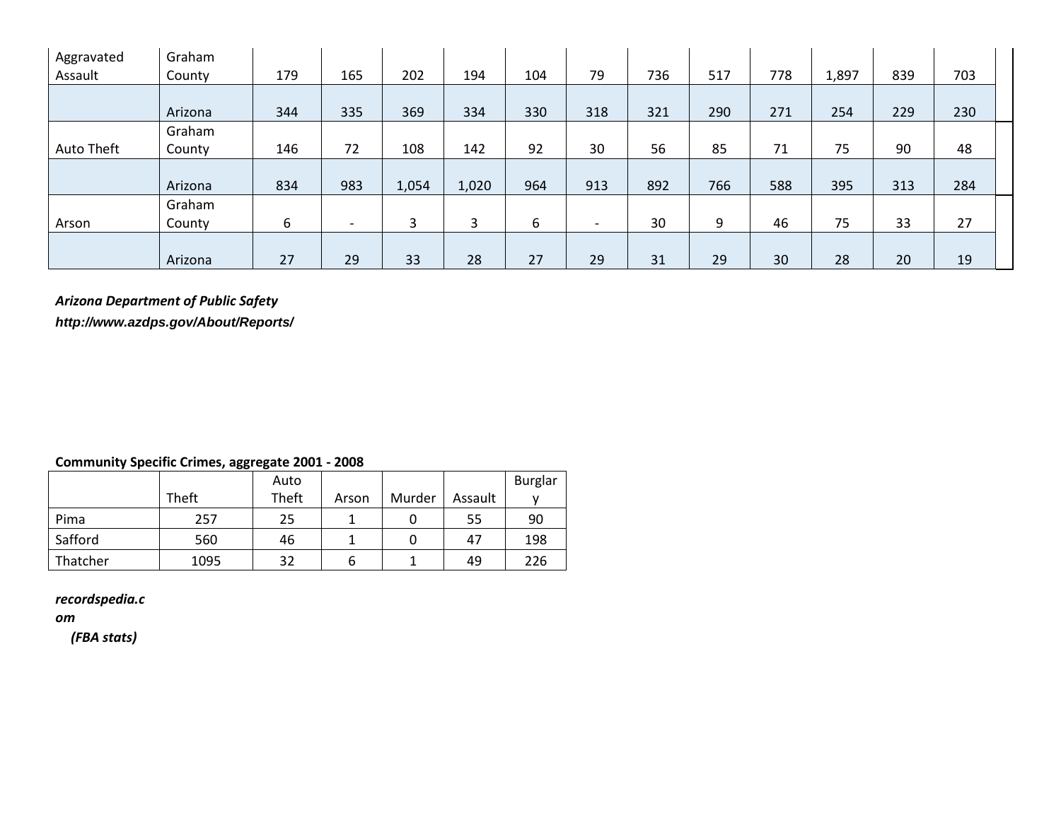| Aggravated Assault | Graham County | 179 | 165 | 202 | 194 | 104 | 79 | 736 | 517 | 778 | 1,897 | 839 | 703 |
|---|---|---|---|---|---|---|---|---|---|---|---|---|---|
| | Arizona | 344 | 335 | 369 | 334 | 330 | 318 | 321 | 290 | 271 | 254 | 229 | 230 |
| Auto Theft | Graham County | 146 | 72 | 108 | 142 | 92 | 30 | 56 | 85 | 71 | 75 | 90 | 48 |
| | Arizona | 834 | 983 | 1,054 | 1,020 | 964 | 913 | 892 | 766 | 588 | 395 | 313 | 284 |
| Arson | Graham County | 6 | - | 3 | 3 | 6 | - | 30 | 9 | 46 | 75 | 33 | 27 |
| | Arizona | 27 | 29 | 33 | 28 | 27 | 29 | 31 | 29 | 30 | 28 | 20 | 19 |

***Arizona Department of Public Safety***
***http://www.azdps.gov/About/Reports/***

**Community Specific Crimes, aggregate 2001 - 2008**

| | Theft | Auto Theft | Arson | Murder | Assault | Burglary |
|---|---|---|---|---|---|---|
| Pima | 257 | 25 | 1 | 0 | 55 | 90 |
| Safford | 560 | 46 | 1 | 0 | 47 | 198 |
| Thatcher | 1095 | 32 | 6 | 1 | 49 | 226 |

***recordspedia.com***
***(FBA stats)***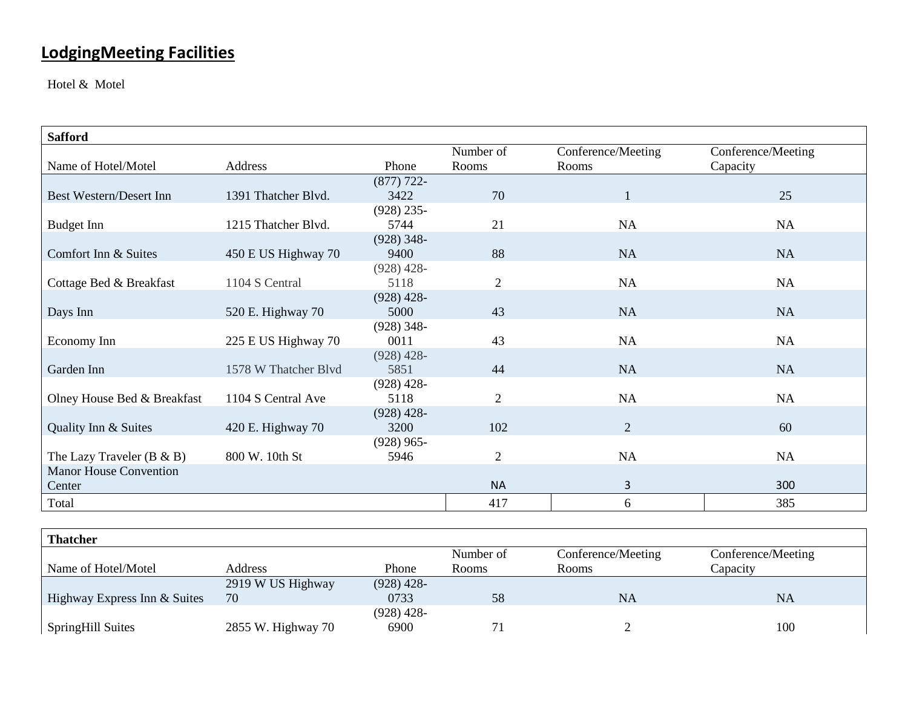# **LodgingMeeting Facilities**

Hotel & Motel

| **Safford** | | | | | |
|---|---|---|---|---|---|
| Name of Hotel/Motel | Address | Phone | Number of Rooms | Conference/Meeting Rooms | Conference/Meeting Capacity |
| Best Western/Desert Inn | 1391 Thatcher Blvd. | (877) 722-3422 | 70 | 1 | 25 |
| Budget Inn | 1215 Thatcher Blvd. | (928) 235-5744 | 21 | NA | NA |
| Comfort Inn & Suites | 450 E US Highway 70 | (928) 348-9400 | 88 | NA | NA |
| Cottage Bed & Breakfast | 1104 S Central | (928) 428-5118 | 2 | NA | NA |
| Days Inn | 520 E. Highway 70 | (928) 428-5000 | 43 | NA | NA |
| Economy Inn | 225 E US Highway 70 | (928) 348-0011 | 43 | NA | NA |
| Garden Inn | 1578 W Thatcher Blvd | (928) 428-5851 | 44 | NA | NA |
| Olney House Bed & Breakfast | 1104 S Central Ave | (928) 428-5118 | 2 | NA | NA |
| Quality Inn & Suites | 420 E. Highway 70 | (928) 428-3200 | 102 | 2 | 60 |
| The Lazy Traveler (B & B) | 800 W. 10th St | (928) 965-5946 | 2 | NA | NA |
| Manor House Convention Center | | | NA | 3 | 300 |
| Total | | | 417 | 6 | 385 |

| **Thatcher** | | | | | |
|---|---|---|---|---|---|
| Name of Hotel/Motel | Address | Phone | Number of Rooms | Conference/Meeting Rooms | Conference/Meeting Capacity |
| Highway Express Inn & Suites | 2919 W US Highway 70 | (928) 428-0733 | 58 | NA | NA |
| SpringHill Suites | 2855 W. Highway 70 | (928) 428-6900 | 71 | 2 | 100 |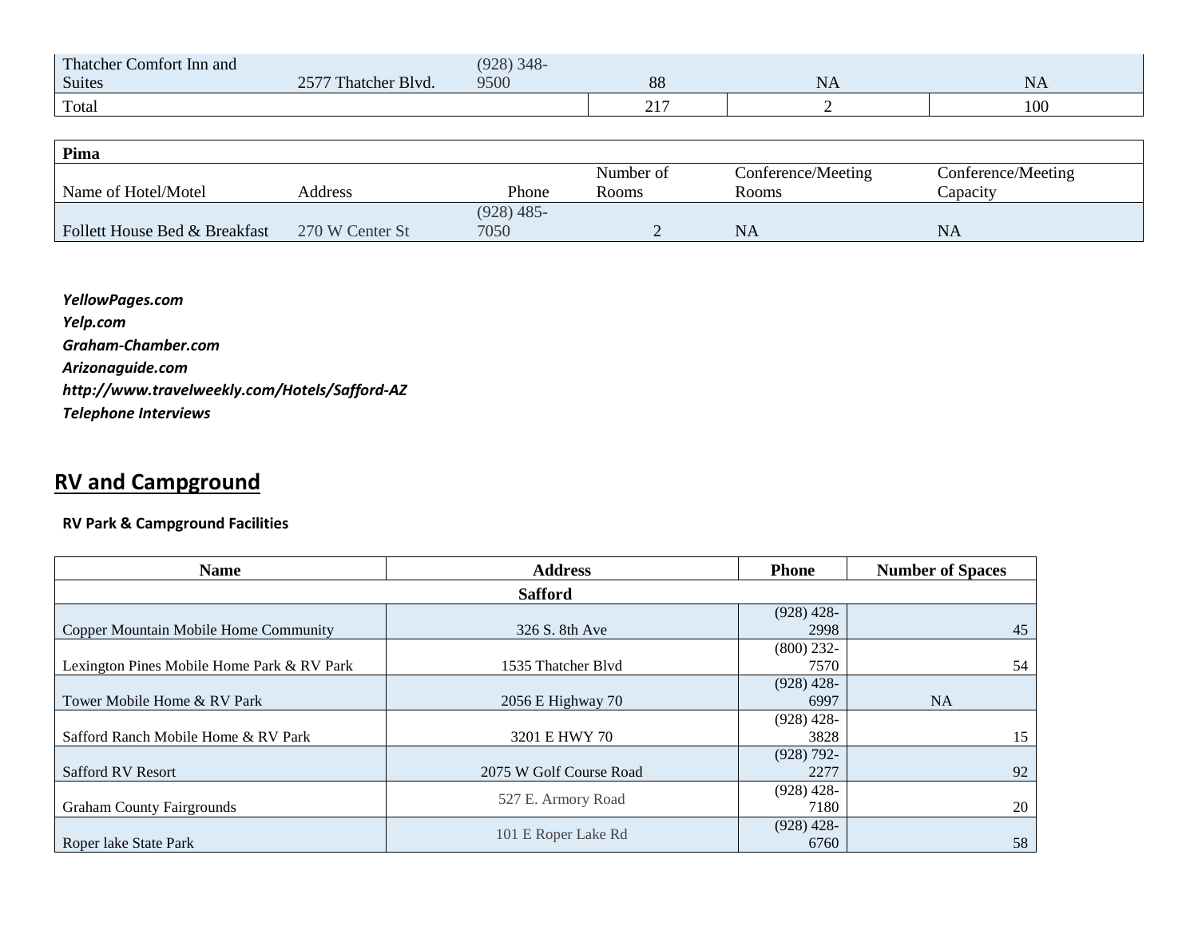| | | | | | |
|---|---|---|---|---|---|
| Thatcher Comfort Inn and Suites | 2577 Thatcher Blvd. | (928) 348-9500 | 88 | NA | NA |
| Total | | | 217 | 2 | 100 |

| Pima | | | | | |
|---|---|---|---|---|---|
| Name of Hotel/Motel | Address | Phone | Number of Rooms | Conference/Meeting Rooms | Conference/Meeting Capacity |
| Follett House Bed & Breakfast | 270 W Center St | (928) 485-7050 | 2 | NA | NA |

***YellowPages.com***
***Yelp.com***
***Graham-Chamber.com***
***Arizonaguide.com***
***http://www.travelweekly.com/Hotels/Safford-AZ***
***Telephone Interviews***

## RV and Campground

**RV Park & Campground Facilities**

| Name | Address | Phone | Number of Spaces |
|---|---|---|---|
| **Safford** | | | |
| Copper Mountain Mobile Home Community | 326 S. 8th Ave | (928) 428-2998 | 45 |
| Lexington Pines Mobile Home Park & RV Park | 1535 Thatcher Blvd | (800) 232-7570 | 54 |
| Tower Mobile Home & RV Park | 2056 E Highway 70 | (928) 428-6997 | NA |
| Safford Ranch Mobile Home & RV Park | 3201 E HWY 70 | (928) 428-3828 | 15 |
| Safford RV Resort | 2075 W Golf Course Road | (928) 792-2277 | 92 |
| Graham County Fairgrounds | 527 E. Armory Road | (928) 428-7180 | 20 |
| Roper lake State Park | 101 E Roper Lake Rd | (928) 428-6760 | 58 |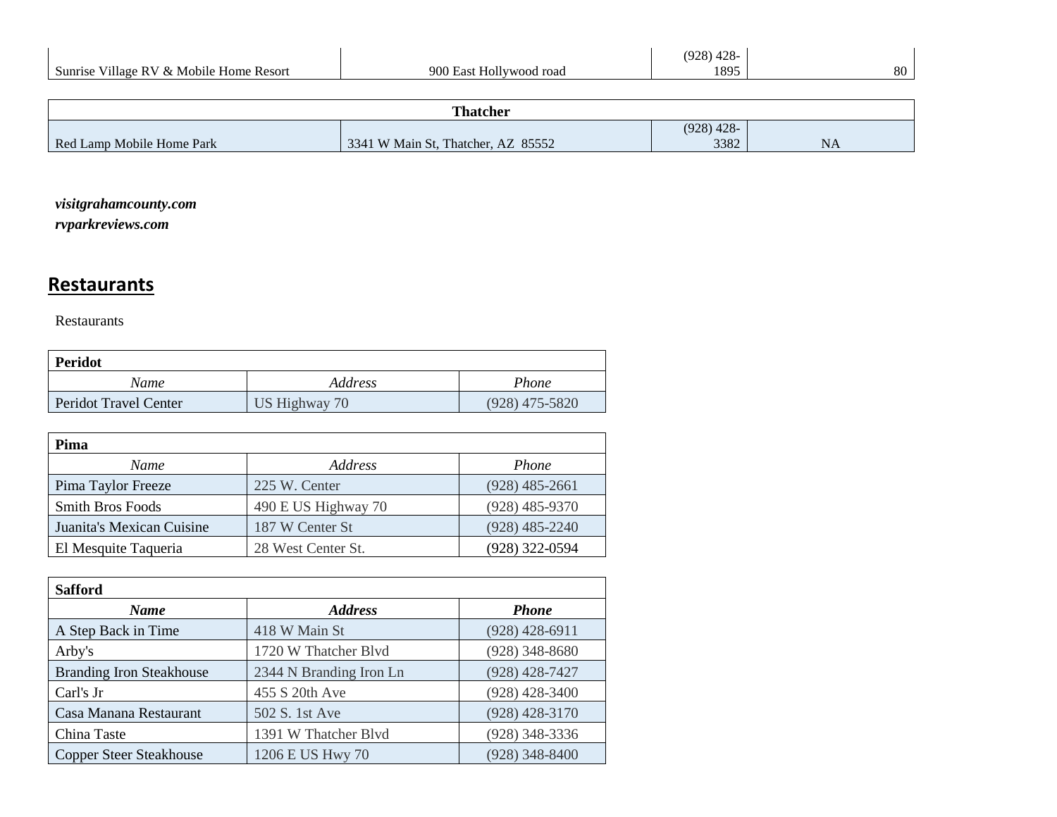| Sunrise Village RV & Mobile Home Resort | 900 East Hollywood road | (928) 428-1895 | 80 |
|---|---|---|---|

| Thatcher | | | |
|---|---|---|---|
| Red Lamp Mobile Home Park | 3341 W Main St, Thatcher, AZ 85552 | (928) 428-3382 | NA |

***visitgrahamcounty.com***
***rvparkreviews.com***

## Restaurants

Restaurants

| Peridot | | |
|---|---|---|
| *Name* | *Address* | *Phone* |
| Peridot Travel Center | US Highway 70 | (928) 475-5820 |

| Pima | | |
|---|---|---|
| *Name* | *Address* | *Phone* |
| Pima Taylor Freeze | 225 W. Center | (928) 485-2661 |
| Smith Bros Foods | 490 E US Highway 70 | (928) 485-9370 |
| Juanita's Mexican Cuisine | 187 W Center St | (928) 485-2240 |
| El Mesquite Taqueria | 28 West Center St. | (928) 322-0594 |

| Safford | | |
|---|---|---|
| ***Name*** | ***Address*** | ***Phone*** |
| A Step Back in Time | 418 W Main St | (928) 428-6911 |
| Arby's | 1720 W Thatcher Blvd | (928) 348-8680 |
| Branding Iron Steakhouse | 2344 N Branding Iron Ln | (928) 428-7427 |
| Carl's Jr | 455 S 20th Ave | (928) 428-3400 |
| Casa Manana Restaurant | 502 S. 1st Ave | (928) 428-3170 |
| China Taste | 1391 W Thatcher Blvd | (928) 348-3336 |
| Copper Steer Steakhouse | 1206 E US Hwy 70 | (928) 348-8400 |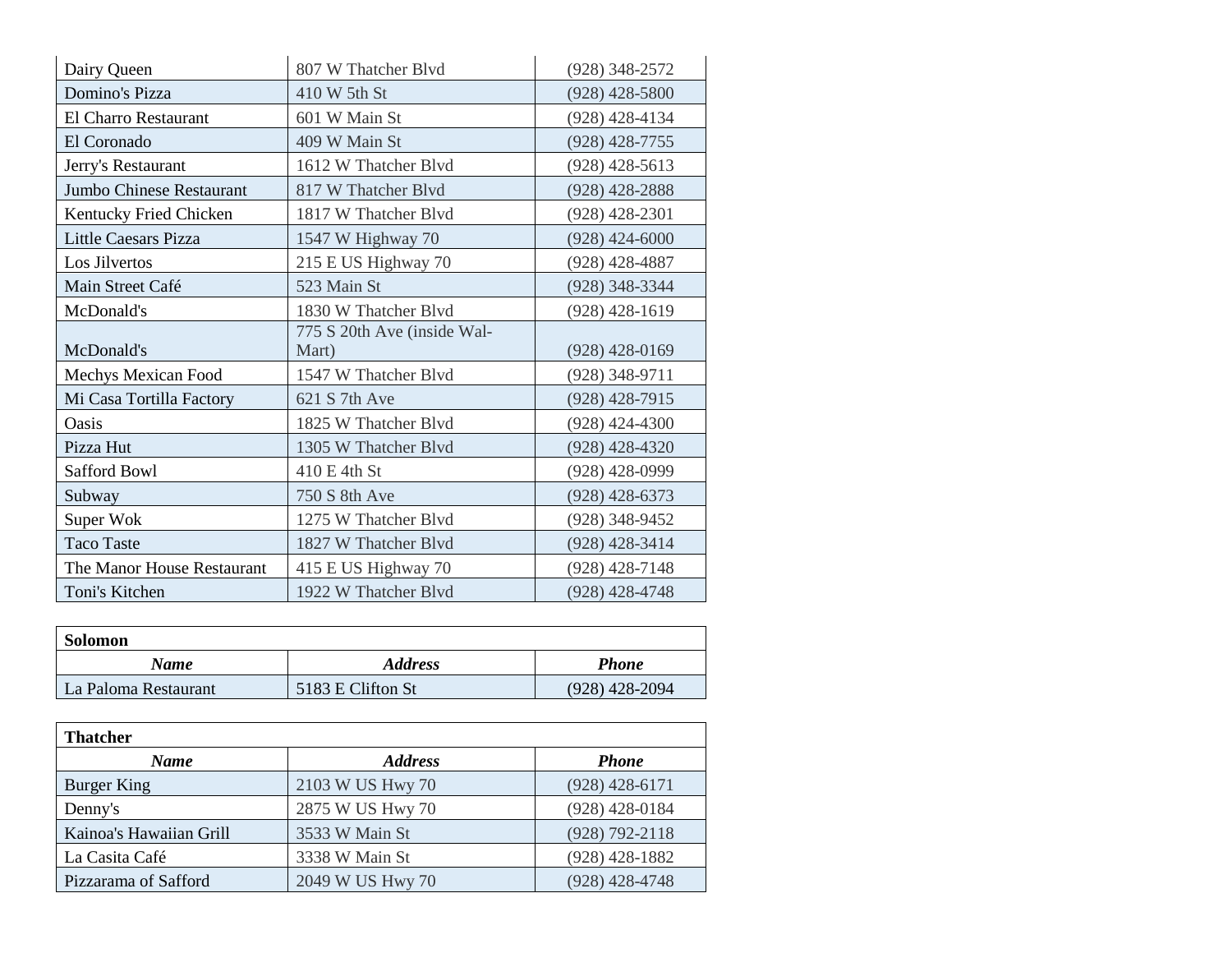| | | |
|---|---|---|
| Dairy Queen | 807 W Thatcher Blvd | (928) 348-2572 |
| Domino's Pizza | 410 W 5th St | (928) 428-5800 |
| El Charro Restaurant | 601 W Main St | (928) 428-4134 |
| El Coronado | 409 W Main St | (928) 428-7755 |
| Jerry's Restaurant | 1612 W Thatcher Blvd | (928) 428-5613 |
| Jumbo Chinese Restaurant | 817 W Thatcher Blvd | (928) 428-2888 |
| Kentucky Fried Chicken | 1817 W Thatcher Blvd | (928) 428-2301 |
| Little Caesars Pizza | 1547 W Highway 70 | (928) 424-6000 |
| Los Jilvertos | 215 E US Highway 70 | (928) 428-4887 |
| Main Street Café | 523 Main St | (928) 348-3344 |
| McDonald's | 1830 W Thatcher Blvd | (928) 428-1619 |
| McDonald's | 775 S 20th Ave (inside Wal-Mart) | (928) 428-0169 |
| Mechys Mexican Food | 1547 W Thatcher Blvd | (928) 348-9711 |
| Mi Casa Tortilla Factory | 621 S 7th Ave | (928) 428-7915 |
| Oasis | 1825 W Thatcher Blvd | (928) 424-4300 |
| Pizza Hut | 1305 W Thatcher Blvd | (928) 428-4320 |
| Safford Bowl | 410 E 4th St | (928) 428-0999 |
| Subway | 750 S 8th Ave | (928) 428-6373 |
| Super Wok | 1275 W Thatcher Blvd | (928) 348-9452 |
| Taco Taste | 1827 W Thatcher Blvd | (928) 428-3414 |
| The Manor House Restaurant | 415 E US Highway 70 | (928) 428-7148 |
| Toni's Kitchen | 1922 W Thatcher Blvd | (928) 428-4748 |

| **Solomon** | | |
|---|---|---|
| ***Name*** | ***Address*** | ***Phone*** |
| La Paloma Restaurant | 5183 E Clifton St | (928) 428-2094 |

| **Thatcher** | | |
|---|---|---|
| ***Name*** | ***Address*** | ***Phone*** |
| Burger King | 2103 W US Hwy 70 | (928) 428-6171 |
| Denny's | 2875 W US Hwy 70 | (928) 428-0184 |
| Kainoa's Hawaiian Grill | 3533 W Main St | (928) 792-2118 |
| La Casita Café | 3338 W Main St | (928) 428-1882 |
| Pizzarama of Safford | 2049 W US Hwy 70 | (928) 428-4748 |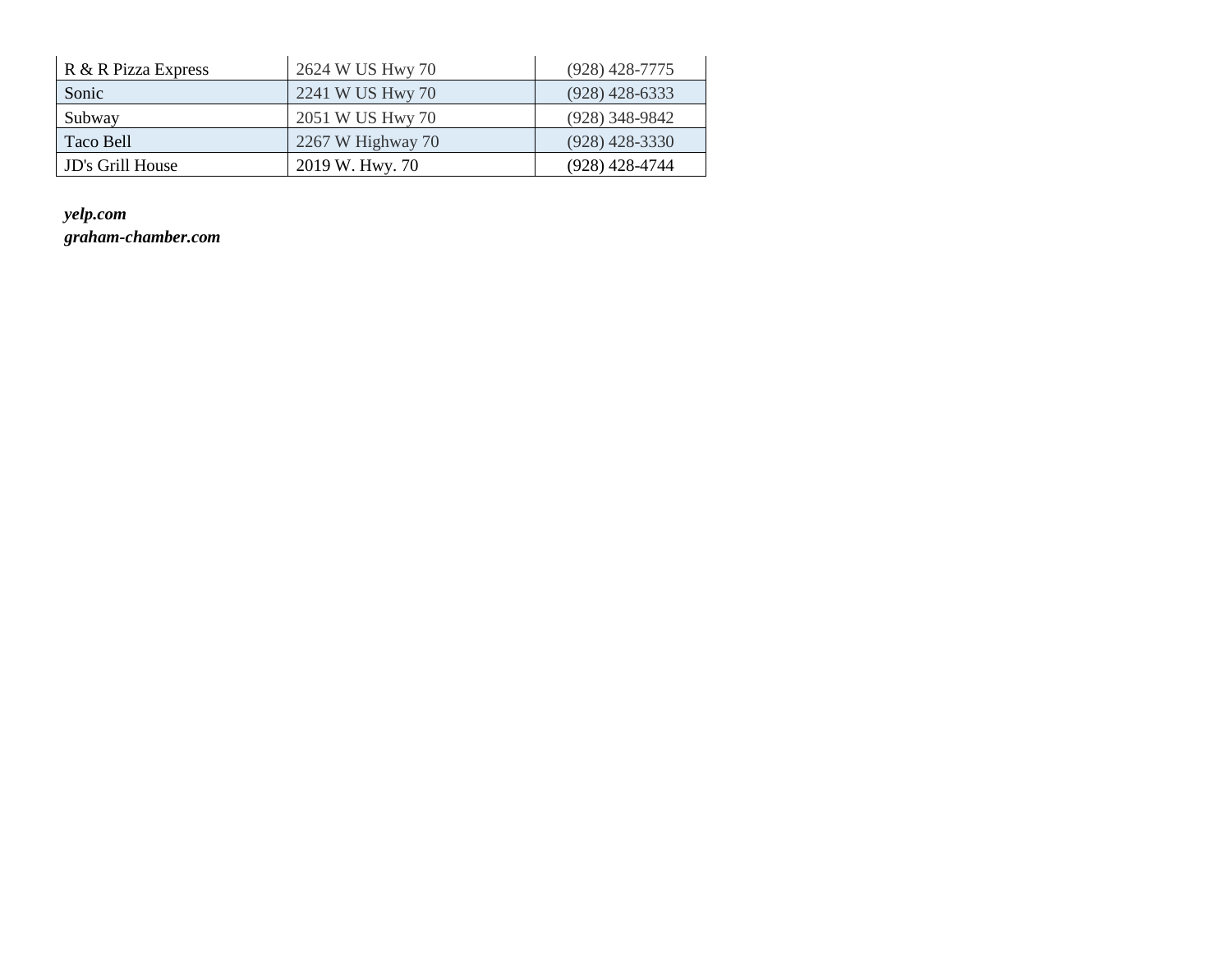| | | |
|---|---|---|
| R & R Pizza Express | 2624 W US Hwy 70 | (928) 428-7775 |
| Sonic | 2241 W US Hwy 70 | (928) 428-6333 |
| Subway | 2051 W US Hwy 70 | (928) 348-9842 |
| Taco Bell | 2267 W Highway 70 | (928) 428-3330 |
| JD's Grill House | 2019 W. Hwy. 70 | (928) 428-4744 |

***yelp.com***
***graham-chamber.com***